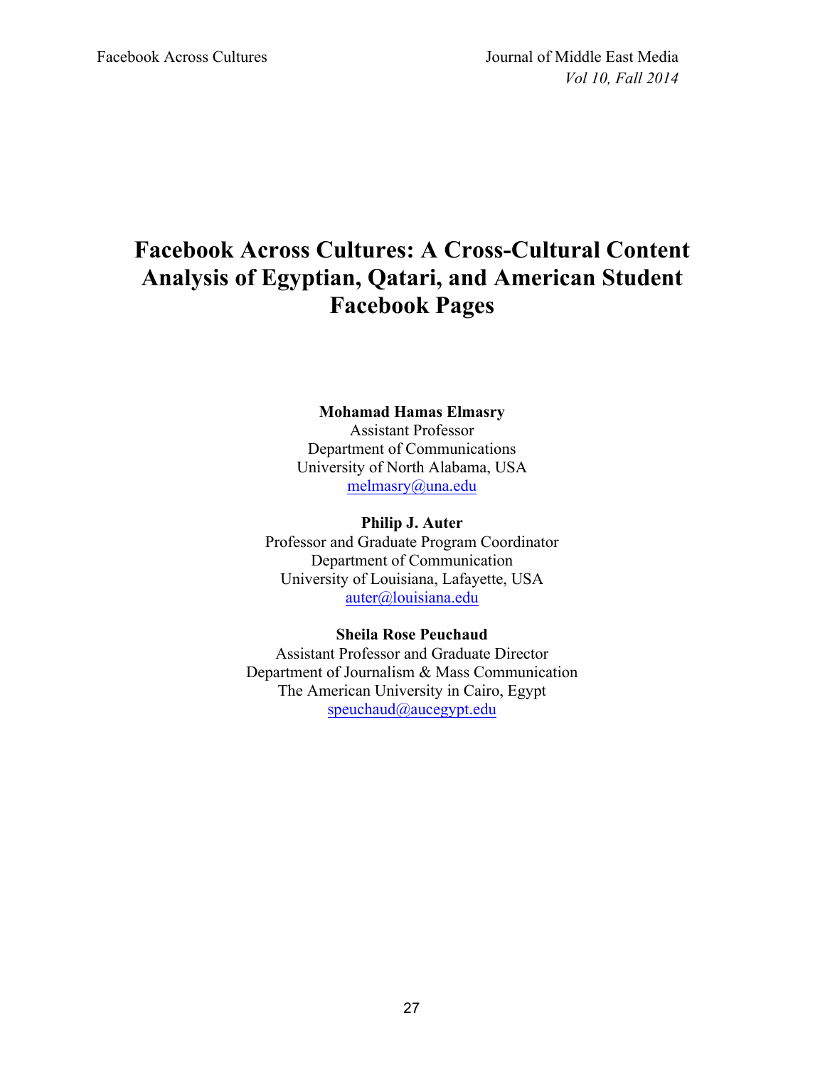# Facebook Across Cultures: A Cross-Cultural Content Analysis of Egyptian, Qatari, and American Student Facebook Pages

**Mohamad Hamas Elmasry**
Assistant Professor
Department of Communications
University of North Alabama, USA
melmasry@una.edu

**Philip J. Auter**
Professor and Graduate Program Coordinator
Department of Communication
University of Louisiana, Lafayette, USA
auter@louisiana.edu

**Sheila Rose Peuchaud**
Assistant Professor and Graduate Director
Department of Journalism & Mass Communication
The American University in Cairo, Egypt
speuchaud@aucegypt.edu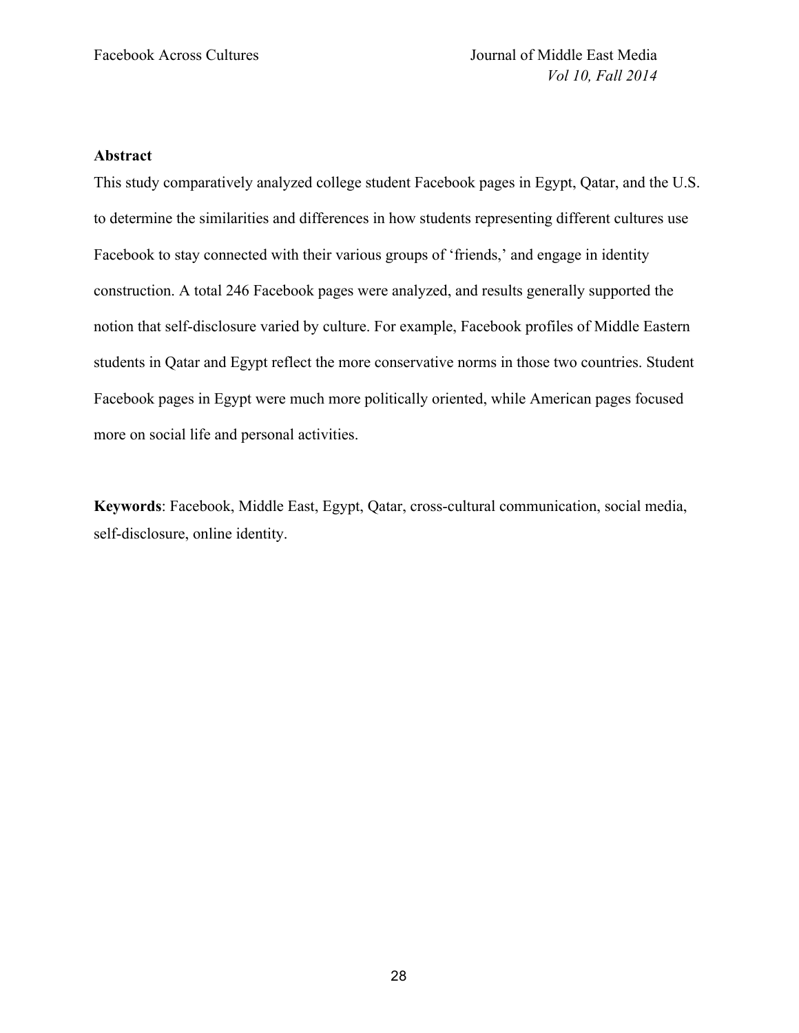## Abstract

This study comparatively analyzed college student Facebook pages in Egypt, Qatar, and the U.S. to determine the similarities and differences in how students representing different cultures use Facebook to stay connected with their various groups of 'friends,' and engage in identity construction. A total 246 Facebook pages were analyzed, and results generally supported the notion that self-disclosure varied by culture. For example, Facebook profiles of Middle Eastern students in Qatar and Egypt reflect the more conservative norms in those two countries. Student Facebook pages in Egypt were much more politically oriented, while American pages focused more on social life and personal activities.

**Keywords**: Facebook, Middle East, Egypt, Qatar, cross-cultural communication, social media, self-disclosure, online identity.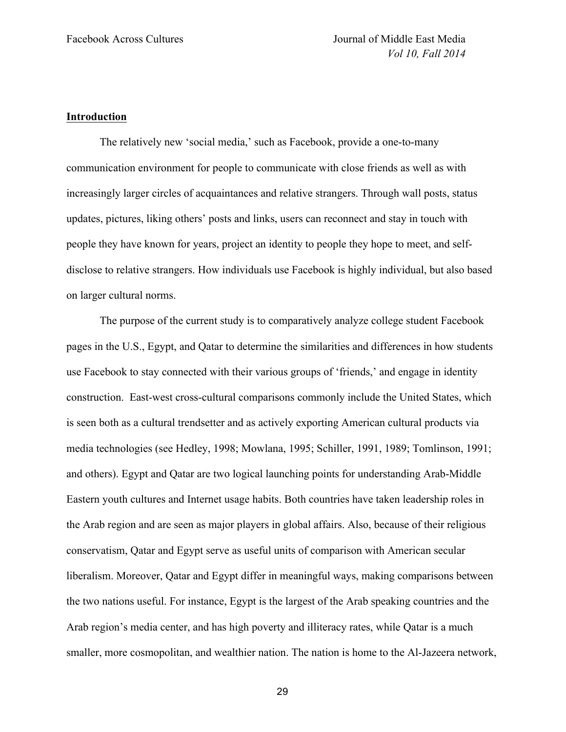## Introduction

The relatively new 'social media,' such as Facebook, provide a one-to-many communication environment for people to communicate with close friends as well as with increasingly larger circles of acquaintances and relative strangers. Through wall posts, status updates, pictures, liking others' posts and links, users can reconnect and stay in touch with people they have known for years, project an identity to people they hope to meet, and self-disclose to relative strangers. How individuals use Facebook is highly individual, but also based on larger cultural norms.

The purpose of the current study is to comparatively analyze college student Facebook pages in the U.S., Egypt, and Qatar to determine the similarities and differences in how students use Facebook to stay connected with their various groups of 'friends,' and engage in identity construction. East-west cross-cultural comparisons commonly include the United States, which is seen both as a cultural trendsetter and as actively exporting American cultural products via media technologies (see Hedley, 1998; Mowlana, 1995; Schiller, 1991, 1989; Tomlinson, 1991; and others). Egypt and Qatar are two logical launching points for understanding Arab-Middle Eastern youth cultures and Internet usage habits. Both countries have taken leadership roles in the Arab region and are seen as major players in global affairs. Also, because of their religious conservatism, Qatar and Egypt serve as useful units of comparison with American secular liberalism. Moreover, Qatar and Egypt differ in meaningful ways, making comparisons between the two nations useful. For instance, Egypt is the largest of the Arab speaking countries and the Arab region's media center, and has high poverty and illiteracy rates, while Qatar is a much smaller, more cosmopolitan, and wealthier nation. The nation is home to the Al-Jazeera network,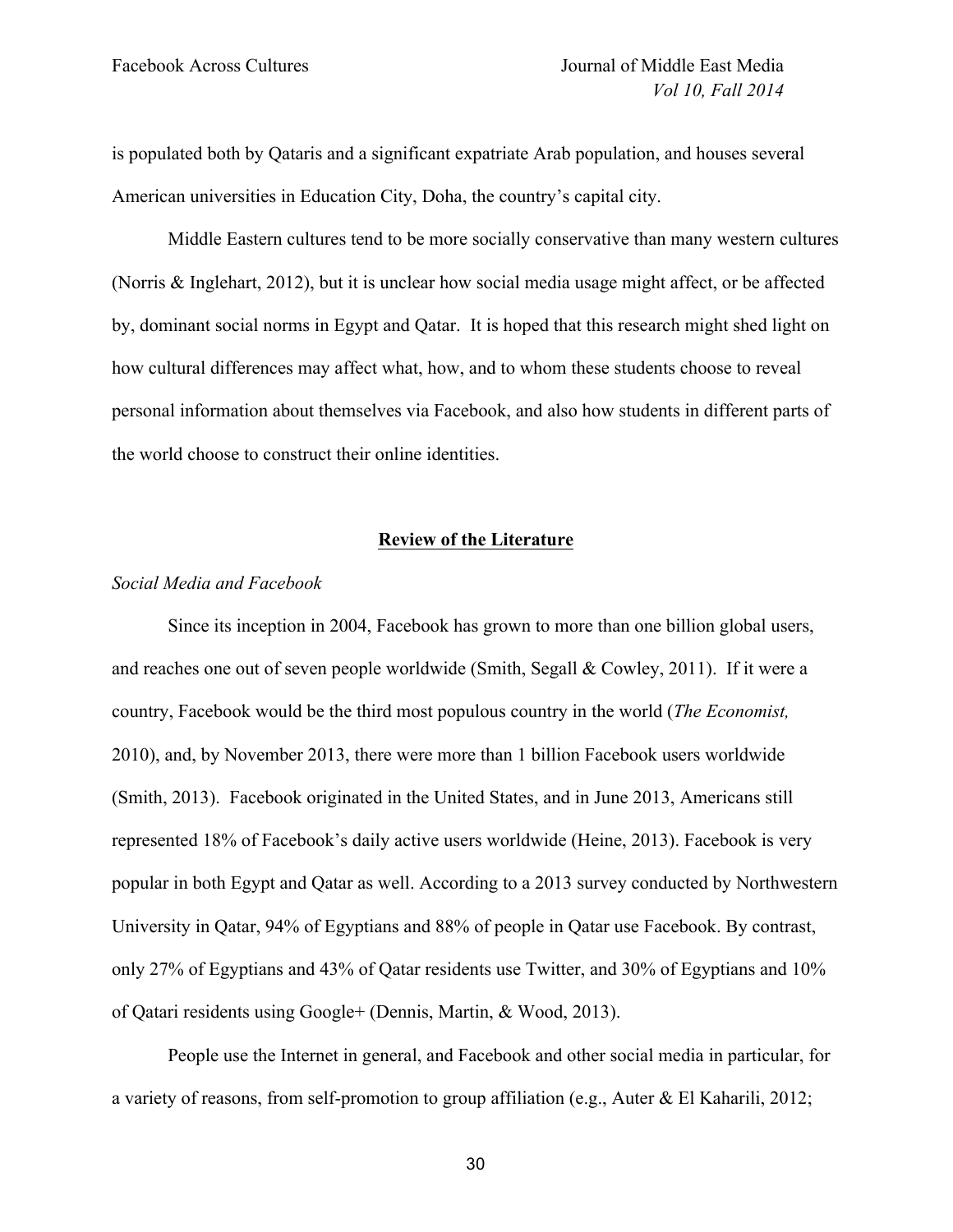is populated both by Qataris and a significant expatriate Arab population, and houses several American universities in Education City, Doha, the country's capital city.

Middle Eastern cultures tend to be more socially conservative than many western cultures (Norris & Inglehart, 2012), but it is unclear how social media usage might affect, or be affected by, dominant social norms in Egypt and Qatar. It is hoped that this research might shed light on how cultural differences may affect what, how, and to whom these students choose to reveal personal information about themselves via Facebook, and also how students in different parts of the world choose to construct their online identities.

## Review of the Literature

### *Social Media and Facebook*

Since its inception in 2004, Facebook has grown to more than one billion global users, and reaches one out of seven people worldwide (Smith, Segall & Cowley, 2011). If it were a country, Facebook would be the third most populous country in the world (*The Economist,* 2010), and, by November 2013, there were more than 1 billion Facebook users worldwide (Smith, 2013). Facebook originated in the United States, and in June 2013, Americans still represented 18% of Facebook's daily active users worldwide (Heine, 2013). Facebook is very popular in both Egypt and Qatar as well. According to a 2013 survey conducted by Northwestern University in Qatar, 94% of Egyptians and 88% of people in Qatar use Facebook. By contrast, only 27% of Egyptians and 43% of Qatar residents use Twitter, and 30% of Egyptians and 10% of Qatari residents using Google+ (Dennis, Martin, & Wood, 2013).

People use the Internet in general, and Facebook and other social media in particular, for a variety of reasons, from self-promotion to group affiliation (e.g., Auter & El Kaharili, 2012;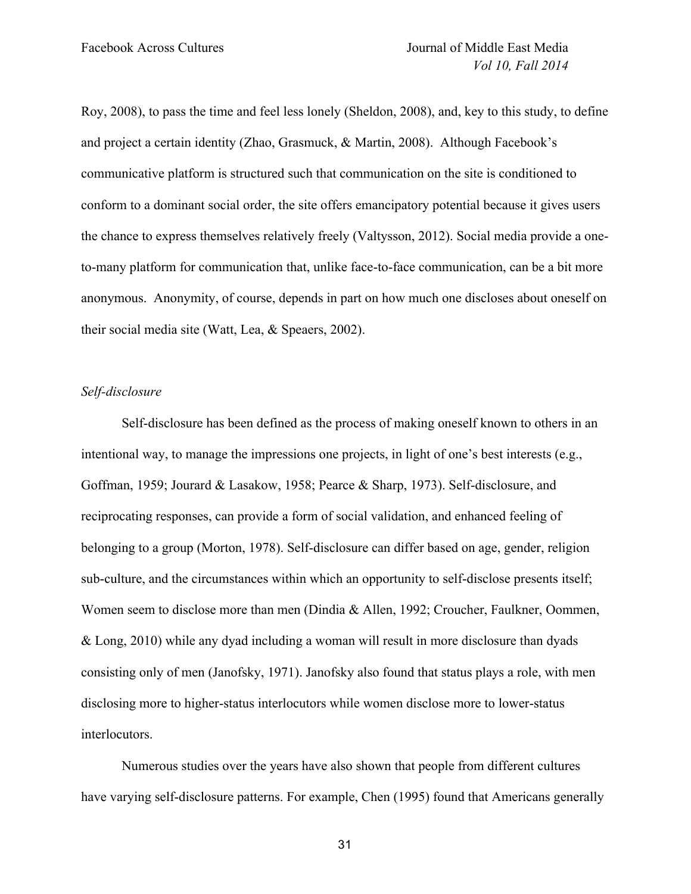Roy, 2008), to pass the time and feel less lonely (Sheldon, 2008), and, key to this study, to define and project a certain identity (Zhao, Grasmuck, & Martin, 2008). Although Facebook's communicative platform is structured such that communication on the site is conditioned to conform to a dominant social order, the site offers emancipatory potential because it gives users the chance to express themselves relatively freely (Valtysson, 2012). Social media provide a one-to-many platform for communication that, unlike face-to-face communication, can be a bit more anonymous. Anonymity, of course, depends in part on how much one discloses about oneself on their social media site (Watt, Lea, & Speaers, 2002).

### *Self-disclosure*

Self-disclosure has been defined as the process of making oneself known to others in an intentional way, to manage the impressions one projects, in light of one's best interests (e.g., Goffman, 1959; Jourard & Lasakow, 1958; Pearce & Sharp, 1973). Self-disclosure, and reciprocating responses, can provide a form of social validation, and enhanced feeling of belonging to a group (Morton, 1978). Self-disclosure can differ based on age, gender, religion sub-culture, and the circumstances within which an opportunity to self-disclose presents itself; Women seem to disclose more than men (Dindia & Allen, 1992; Croucher, Faulkner, Oommen, & Long, 2010) while any dyad including a woman will result in more disclosure than dyads consisting only of men (Janofsky, 1971). Janofsky also found that status plays a role, with men disclosing more to higher-status interlocutors while women disclose more to lower-status interlocutors.

Numerous studies over the years have also shown that people from different cultures have varying self-disclosure patterns. For example, Chen (1995) found that Americans generally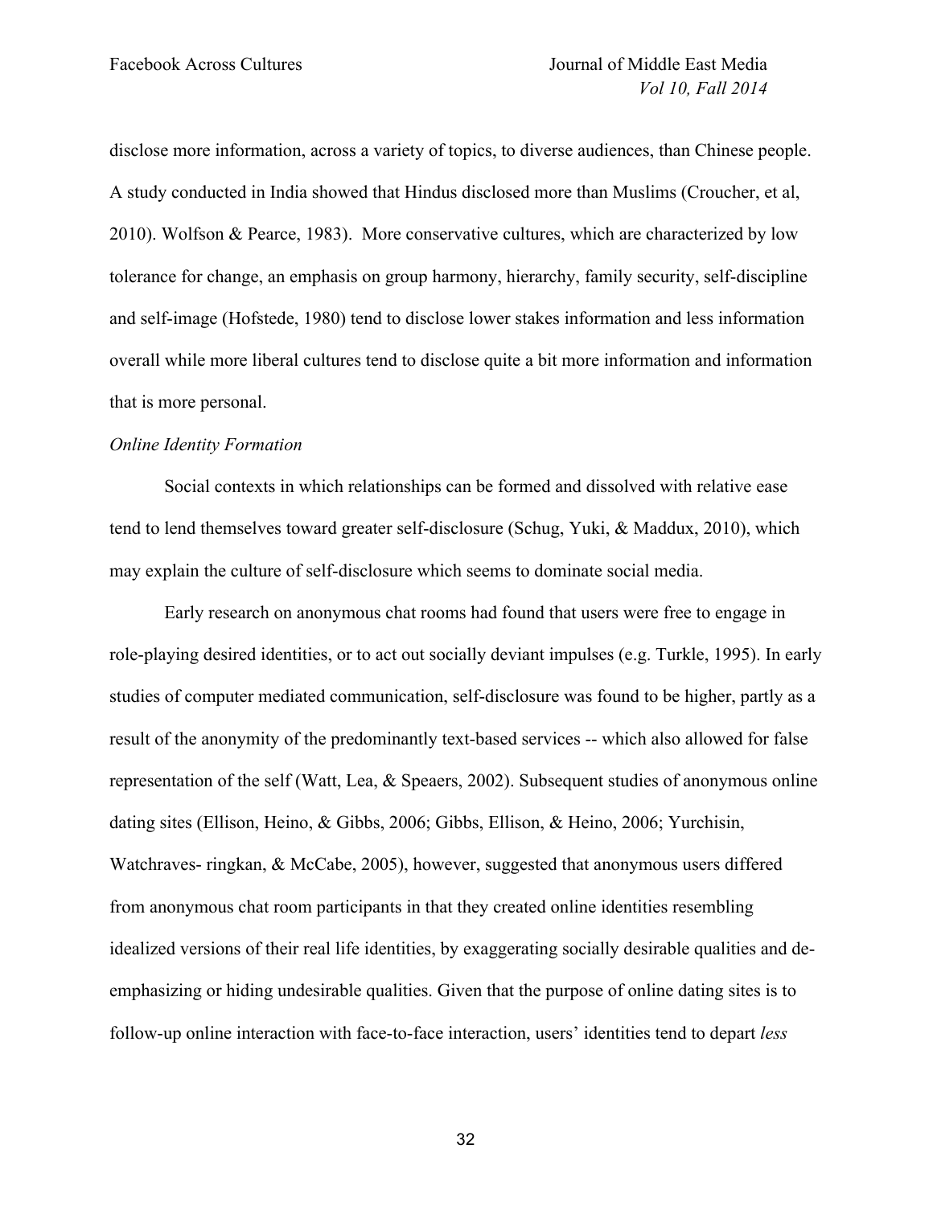disclose more information, across a variety of topics, to diverse audiences, than Chinese people. A study conducted in India showed that Hindus disclosed more than Muslims (Croucher, et al, 2010). Wolfson & Pearce, 1983). More conservative cultures, which are characterized by low tolerance for change, an emphasis on group harmony, hierarchy, family security, self-discipline and self-image (Hofstede, 1980) tend to disclose lower stakes information and less information overall while more liberal cultures tend to disclose quite a bit more information and information that is more personal.

*Online Identity Formation*

Social contexts in which relationships can be formed and dissolved with relative ease tend to lend themselves toward greater self-disclosure (Schug, Yuki, & Maddux, 2010), which may explain the culture of self-disclosure which seems to dominate social media.

Early research on anonymous chat rooms had found that users were free to engage in role-playing desired identities, or to act out socially deviant impulses (e.g. Turkle, 1995). In early studies of computer mediated communication, self-disclosure was found to be higher, partly as a result of the anonymity of the predominantly text-based services -- which also allowed for false representation of the self (Watt, Lea, & Speaers, 2002). Subsequent studies of anonymous online dating sites (Ellison, Heino, & Gibbs, 2006; Gibbs, Ellison, & Heino, 2006; Yurchisin, Watchraves- ringkan, & McCabe, 2005), however, suggested that anonymous users differed from anonymous chat room participants in that they created online identities resembling idealized versions of their real life identities, by exaggerating socially desirable qualities and de-emphasizing or hiding undesirable qualities. Given that the purpose of online dating sites is to follow-up online interaction with face-to-face interaction, users' identities tend to depart *less*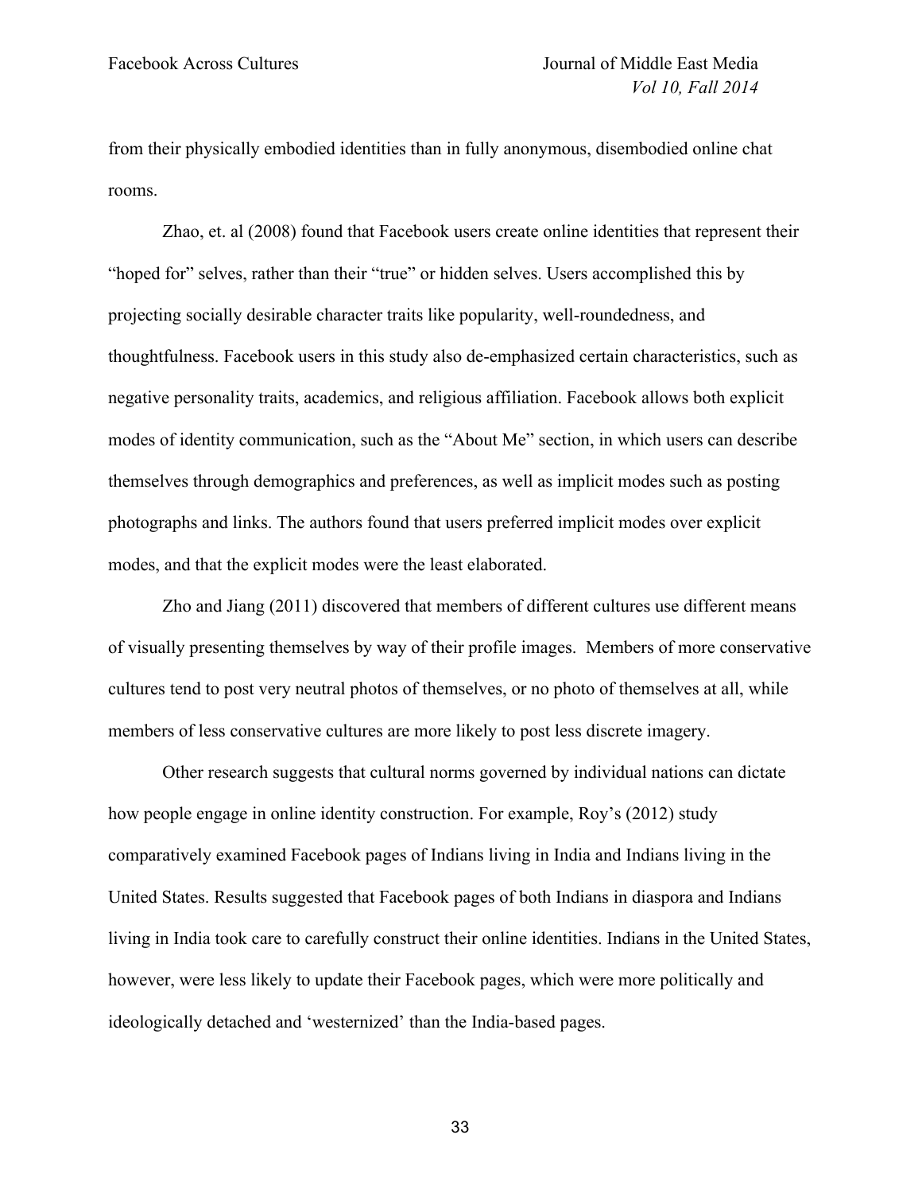from their physically embodied identities than in fully anonymous, disembodied online chat rooms.

Zhao, et. al (2008) found that Facebook users create online identities that represent their “hoped for” selves, rather than their “true” or hidden selves. Users accomplished this by projecting socially desirable character traits like popularity, well-roundedness, and thoughtfulness. Facebook users in this study also de-emphasized certain characteristics, such as negative personality traits, academics, and religious affiliation. Facebook allows both explicit modes of identity communication, such as the “About Me” section, in which users can describe themselves through demographics and preferences, as well as implicit modes such as posting photographs and links. The authors found that users preferred implicit modes over explicit modes, and that the explicit modes were the least elaborated.

Zho and Jiang (2011) discovered that members of different cultures use different means of visually presenting themselves by way of their profile images. Members of more conservative cultures tend to post very neutral photos of themselves, or no photo of themselves at all, while members of less conservative cultures are more likely to post less discrete imagery.

Other research suggests that cultural norms governed by individual nations can dictate how people engage in online identity construction. For example, Roy’s (2012) study comparatively examined Facebook pages of Indians living in India and Indians living in the United States. Results suggested that Facebook pages of both Indians in diaspora and Indians living in India took care to carefully construct their online identities. Indians in the United States, however, were less likely to update their Facebook pages, which were more politically and ideologically detached and ‘westernized’ than the India-based pages.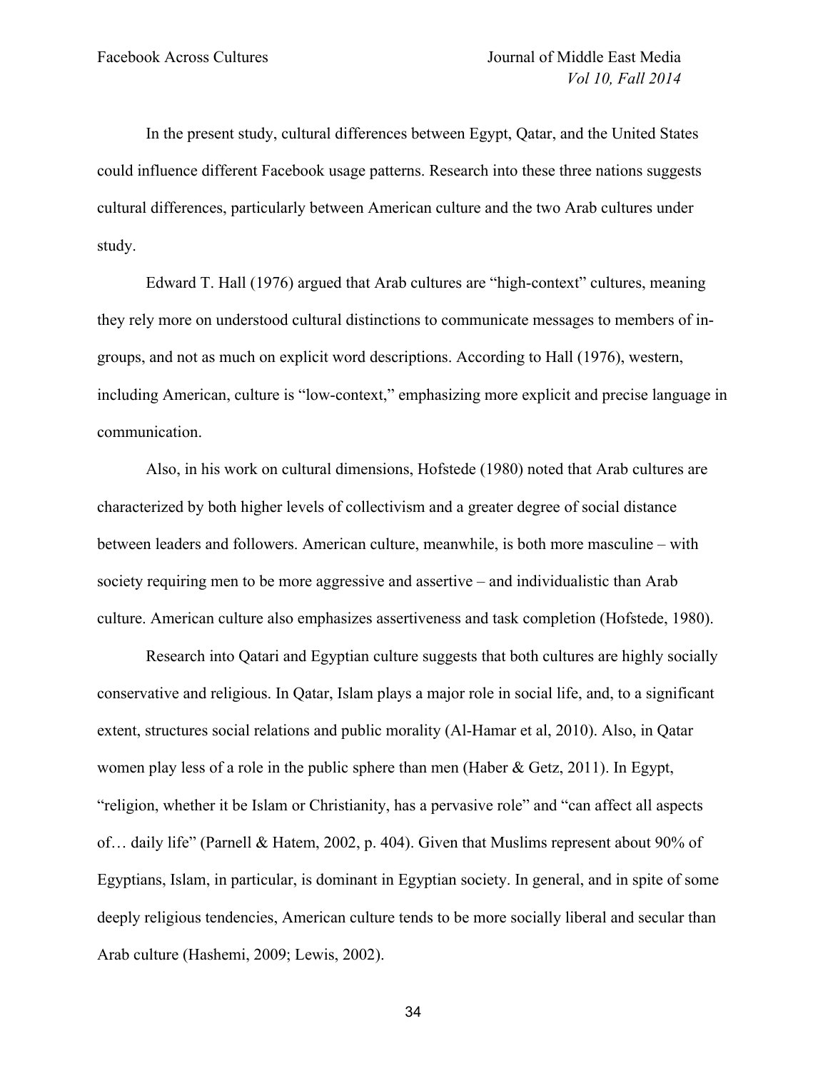In the present study, cultural differences between Egypt, Qatar, and the United States could influence different Facebook usage patterns. Research into these three nations suggests cultural differences, particularly between American culture and the two Arab cultures under study.

Edward T. Hall (1976) argued that Arab cultures are "high-context" cultures, meaning they rely more on understood cultural distinctions to communicate messages to members of in-groups, and not as much on explicit word descriptions. According to Hall (1976), western, including American, culture is "low-context," emphasizing more explicit and precise language in communication.

Also, in his work on cultural dimensions, Hofstede (1980) noted that Arab cultures are characterized by both higher levels of collectivism and a greater degree of social distance between leaders and followers. American culture, meanwhile, is both more masculine – with society requiring men to be more aggressive and assertive – and individualistic than Arab culture. American culture also emphasizes assertiveness and task completion (Hofstede, 1980).

Research into Qatari and Egyptian culture suggests that both cultures are highly socially conservative and religious. In Qatar, Islam plays a major role in social life, and, to a significant extent, structures social relations and public morality (Al-Hamar et al, 2010). Also, in Qatar women play less of a role in the public sphere than men (Haber & Getz, 2011). In Egypt, "religion, whether it be Islam or Christianity, has a pervasive role" and "can affect all aspects of… daily life" (Parnell & Hatem, 2002, p. 404). Given that Muslims represent about 90% of Egyptians, Islam, in particular, is dominant in Egyptian society. In general, and in spite of some deeply religious tendencies, American culture tends to be more socially liberal and secular than Arab culture (Hashemi, 2009; Lewis, 2002).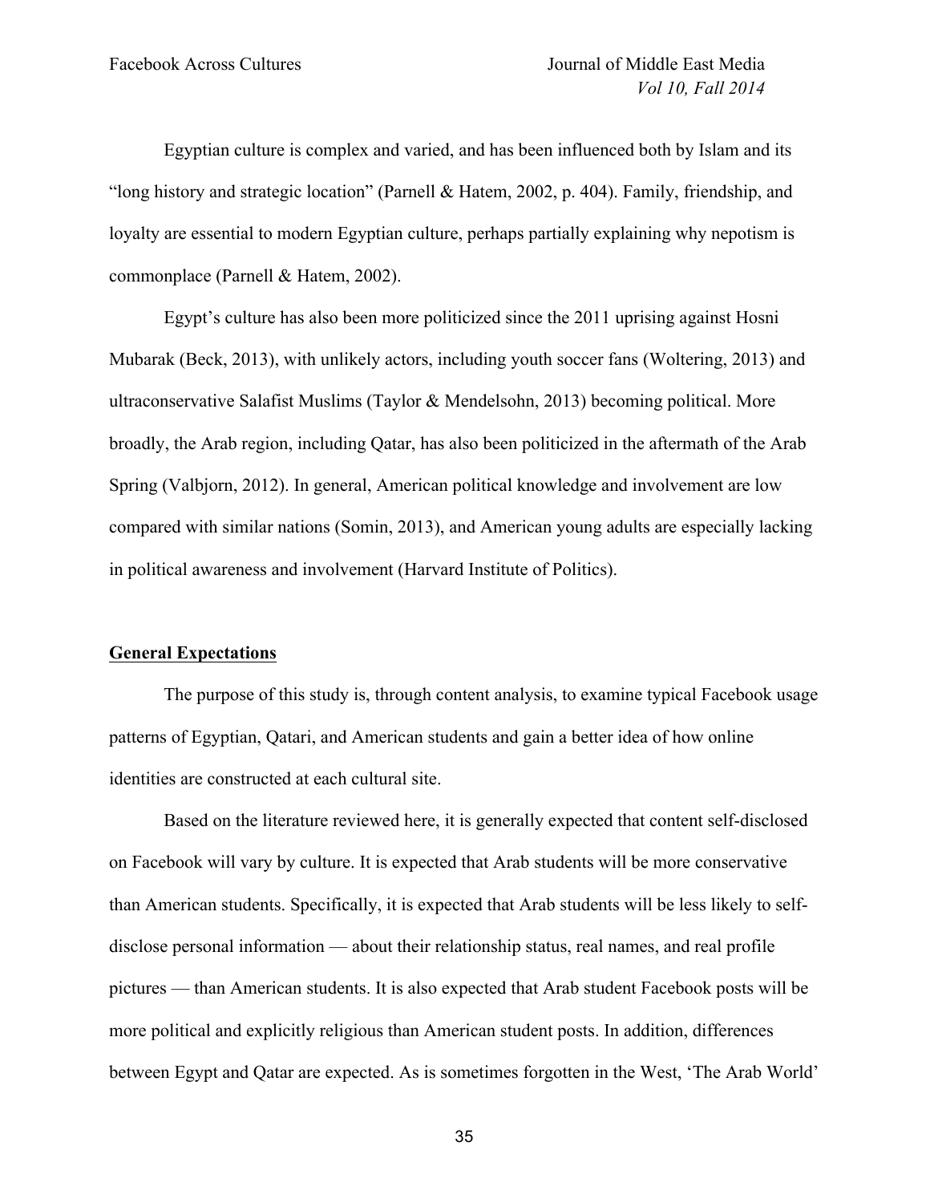Egyptian culture is complex and varied, and has been influenced both by Islam and its "long history and strategic location" (Parnell & Hatem, 2002, p. 404). Family, friendship, and loyalty are essential to modern Egyptian culture, perhaps partially explaining why nepotism is commonplace (Parnell & Hatem, 2002).

Egypt's culture has also been more politicized since the 2011 uprising against Hosni Mubarak (Beck, 2013), with unlikely actors, including youth soccer fans (Woltering, 2013) and ultraconservative Salafist Muslims (Taylor & Mendelsohn, 2013) becoming political. More broadly, the Arab region, including Qatar, has also been politicized in the aftermath of the Arab Spring (Valbjorn, 2012). In general, American political knowledge and involvement are low compared with similar nations (Somin, 2013), and American young adults are especially lacking in political awareness and involvement (Harvard Institute of Politics).

## General Expectations

The purpose of this study is, through content analysis, to examine typical Facebook usage patterns of Egyptian, Qatari, and American students and gain a better idea of how online identities are constructed at each cultural site.

Based on the literature reviewed here, it is generally expected that content self-disclosed on Facebook will vary by culture. It is expected that Arab students will be more conservative than American students. Specifically, it is expected that Arab students will be less likely to self-disclose personal information — about their relationship status, real names, and real profile pictures — than American students. It is also expected that Arab student Facebook posts will be more political and explicitly religious than American student posts. In addition, differences between Egypt and Qatar are expected. As is sometimes forgotten in the West, 'The Arab World'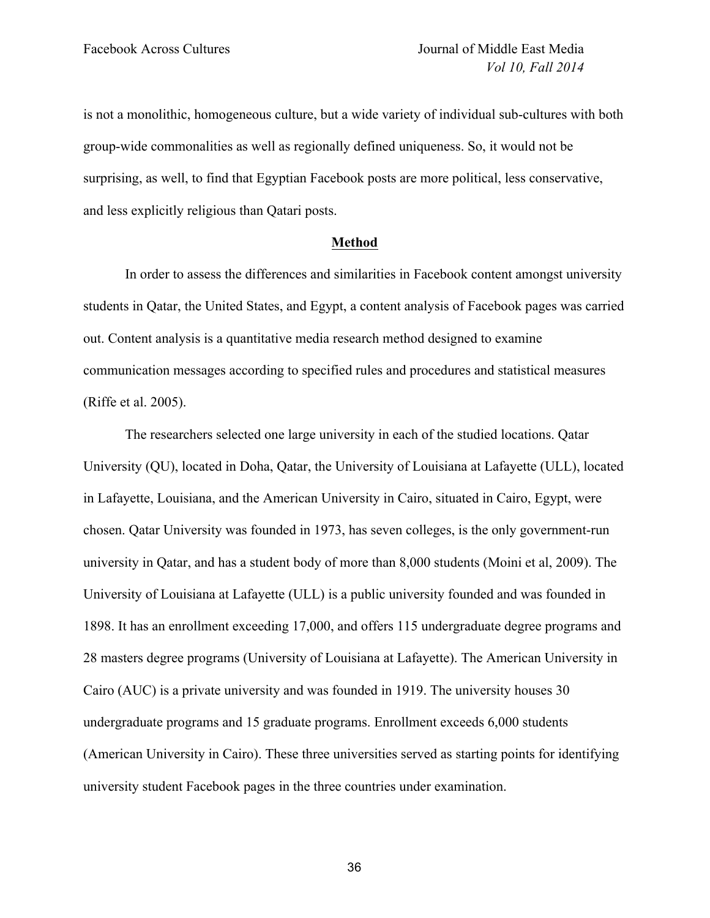is not a monolithic, homogeneous culture, but a wide variety of individual sub-cultures with both group-wide commonalities as well as regionally defined uniqueness. So, it would not be surprising, as well, to find that Egyptian Facebook posts are more political, less conservative, and less explicitly religious than Qatari posts.

## Method

In order to assess the differences and similarities in Facebook content amongst university students in Qatar, the United States, and Egypt, a content analysis of Facebook pages was carried out. Content analysis is a quantitative media research method designed to examine communication messages according to specified rules and procedures and statistical measures (Riffe et al. 2005).

The researchers selected one large university in each of the studied locations. Qatar University (QU), located in Doha, Qatar, the University of Louisiana at Lafayette (ULL), located in Lafayette, Louisiana, and the American University in Cairo, situated in Cairo, Egypt, were chosen. Qatar University was founded in 1973, has seven colleges, is the only government-run university in Qatar, and has a student body of more than 8,000 students (Moini et al, 2009). The University of Louisiana at Lafayette (ULL) is a public university founded and was founded in 1898. It has an enrollment exceeding 17,000, and offers 115 undergraduate degree programs and 28 masters degree programs (University of Louisiana at Lafayette). The American University in Cairo (AUC) is a private university and was founded in 1919. The university houses 30 undergraduate programs and 15 graduate programs. Enrollment exceeds 6,000 students (American University in Cairo). These three universities served as starting points for identifying university student Facebook pages in the three countries under examination.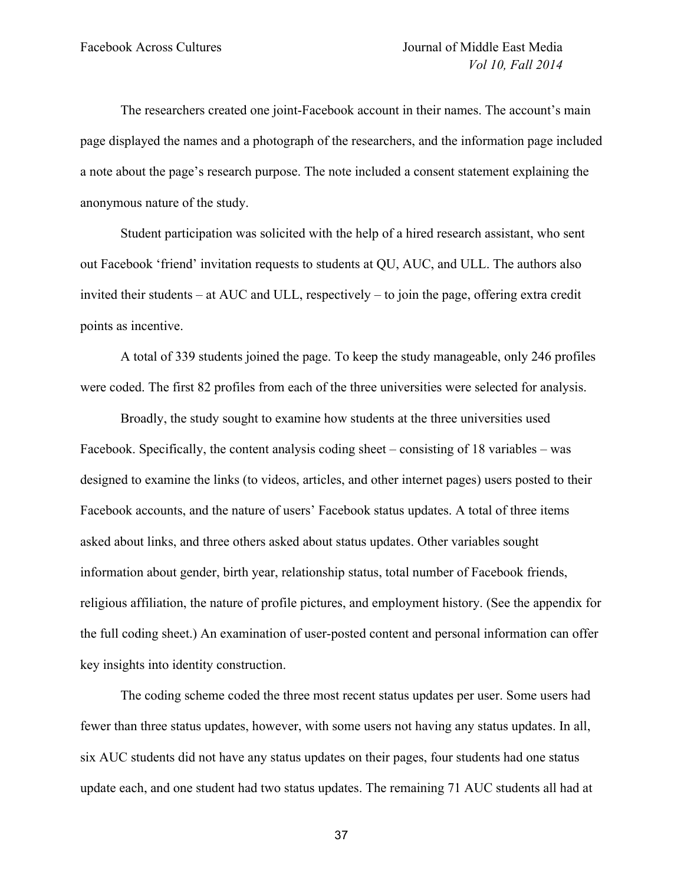The researchers created one joint-Facebook account in their names. The account's main page displayed the names and a photograph of the researchers, and the information page included a note about the page's research purpose. The note included a consent statement explaining the anonymous nature of the study.

Student participation was solicited with the help of a hired research assistant, who sent out Facebook 'friend' invitation requests to students at QU, AUC, and ULL. The authors also invited their students – at AUC and ULL, respectively – to join the page, offering extra credit points as incentive.

A total of 339 students joined the page. To keep the study manageable, only 246 profiles were coded. The first 82 profiles from each of the three universities were selected for analysis.

Broadly, the study sought to examine how students at the three universities used Facebook. Specifically, the content analysis coding sheet – consisting of 18 variables – was designed to examine the links (to videos, articles, and other internet pages) users posted to their Facebook accounts, and the nature of users' Facebook status updates. A total of three items asked about links, and three others asked about status updates. Other variables sought information about gender, birth year, relationship status, total number of Facebook friends, religious affiliation, the nature of profile pictures, and employment history. (See the appendix for the full coding sheet.) An examination of user-posted content and personal information can offer key insights into identity construction.

The coding scheme coded the three most recent status updates per user. Some users had fewer than three status updates, however, with some users not having any status updates. In all, six AUC students did not have any status updates on their pages, four students had one status update each, and one student had two status updates. The remaining 71 AUC students all had at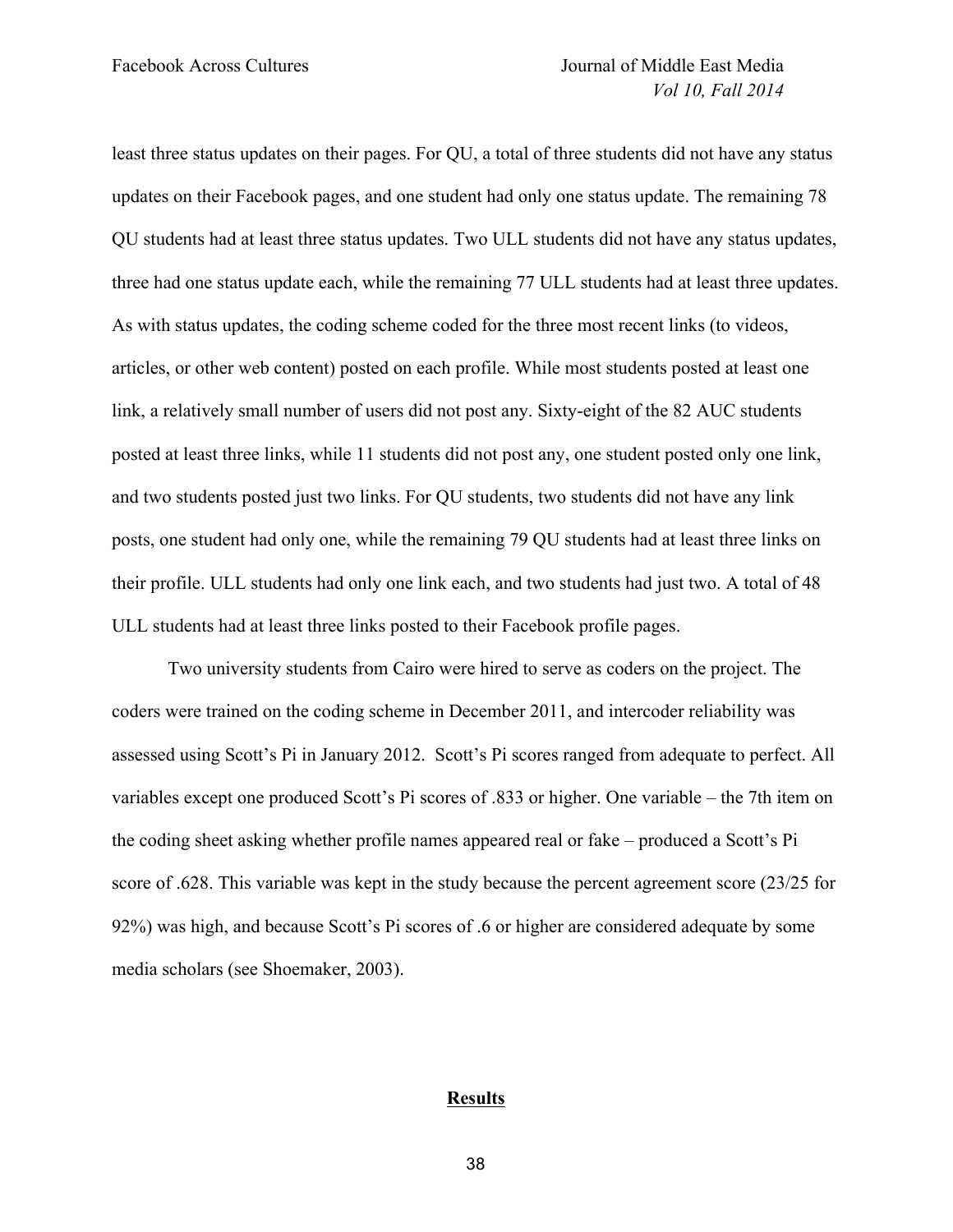least three status updates on their pages. For QU, a total of three students did not have any status updates on their Facebook pages, and one student had only one status update. The remaining 78 QU students had at least three status updates. Two ULL students did not have any status updates, three had one status update each, while the remaining 77 ULL students had at least three updates. As with status updates, the coding scheme coded for the three most recent links (to videos, articles, or other web content) posted on each profile. While most students posted at least one link, a relatively small number of users did not post any. Sixty-eight of the 82 AUC students posted at least three links, while 11 students did not post any, one student posted only one link, and two students posted just two links. For QU students, two students did not have any link posts, one student had only one, while the remaining 79 QU students had at least three links on their profile. ULL students had only one link each, and two students had just two. A total of 48 ULL students had at least three links posted to their Facebook profile pages.

Two university students from Cairo were hired to serve as coders on the project. The coders were trained on the coding scheme in December 2011, and intercoder reliability was assessed using Scott's Pi in January 2012. Scott's Pi scores ranged from adequate to perfect. All variables except one produced Scott's Pi scores of .833 or higher. One variable – the 7th item on the coding sheet asking whether profile names appeared real or fake – produced a Scott's Pi score of .628. This variable was kept in the study because the percent agreement score (23/25 for 92%) was high, and because Scott's Pi scores of .6 or higher are considered adequate by some media scholars (see Shoemaker, 2003).

## Results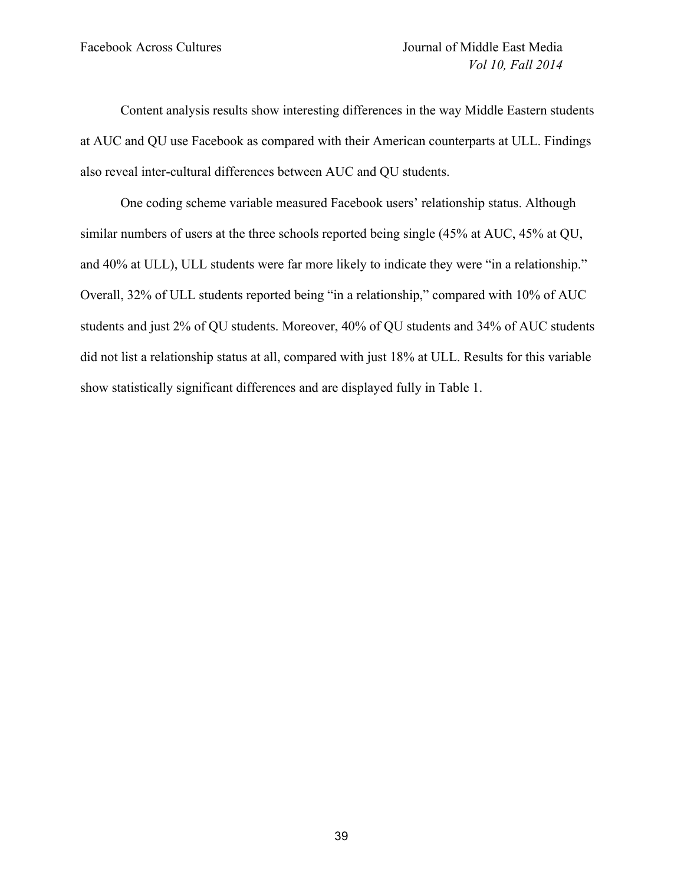Content analysis results show interesting differences in the way Middle Eastern students at AUC and QU use Facebook as compared with their American counterparts at ULL. Findings also reveal inter-cultural differences between AUC and QU students.

One coding scheme variable measured Facebook users' relationship status. Although similar numbers of users at the three schools reported being single (45% at AUC, 45% at QU, and 40% at ULL), ULL students were far more likely to indicate they were "in a relationship." Overall, 32% of ULL students reported being "in a relationship," compared with 10% of AUC students and just 2% of QU students. Moreover, 40% of QU students and 34% of AUC students did not list a relationship status at all, compared with just 18% at ULL. Results for this variable show statistically significant differences and are displayed fully in Table 1.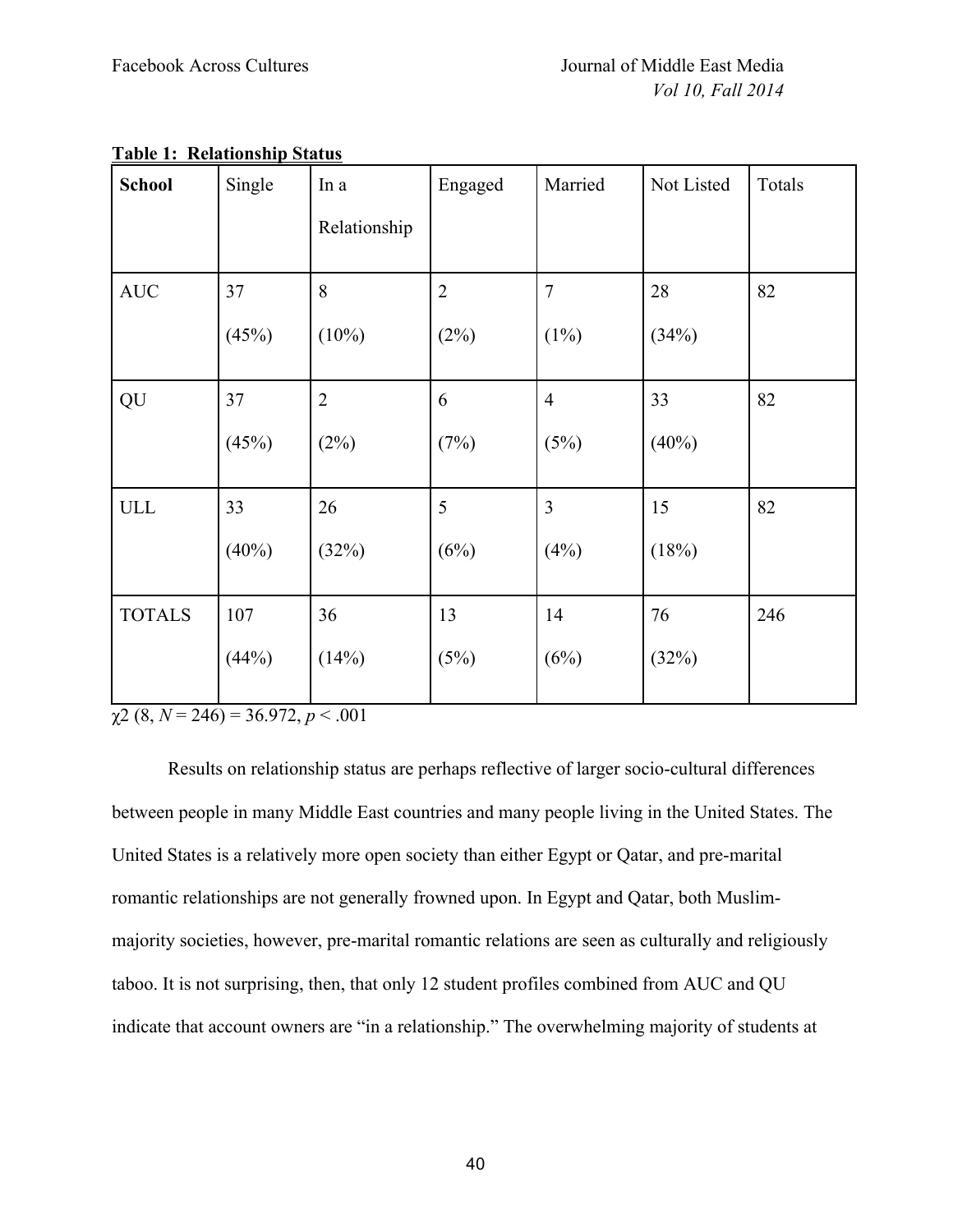**Table 1: Relationship Status**

| School | Single | In a Relationship | Engaged | Married | Not Listed | Totals |
|---|---|---|---|---|---|---|
| AUC | 37 (45%) | 8 (10%) | 2 (2%) | 7 (1%) | 28 (34%) | 82 |
| QU | 37 (45%) | 2 (2%) | 6 (7%) | 4 (5%) | 33 (40%) | 82 |
| ULL | 33 (40%) | 26 (32%) | 5 (6%) | 3 (4%) | 15 (18%) | 82 |
| TOTALS | 107 (44%) | 36 (14%) | 13 (5%) | 14 (6%) | 76 (32%) | 246 |

$\chi 2$ (8, $N$ = 246) = 36.972, $p < .001$

Results on relationship status are perhaps reflective of larger socio-cultural differences between people in many Middle East countries and many people living in the United States. The United States is a relatively more open society than either Egypt or Qatar, and pre-marital romantic relationships are not generally frowned upon. In Egypt and Qatar, both Muslim-majority societies, however, pre-marital romantic relations are seen as culturally and religiously taboo. It is not surprising, then, that only 12 student profiles combined from AUC and QU indicate that account owners are "in a relationship." The overwhelming majority of students at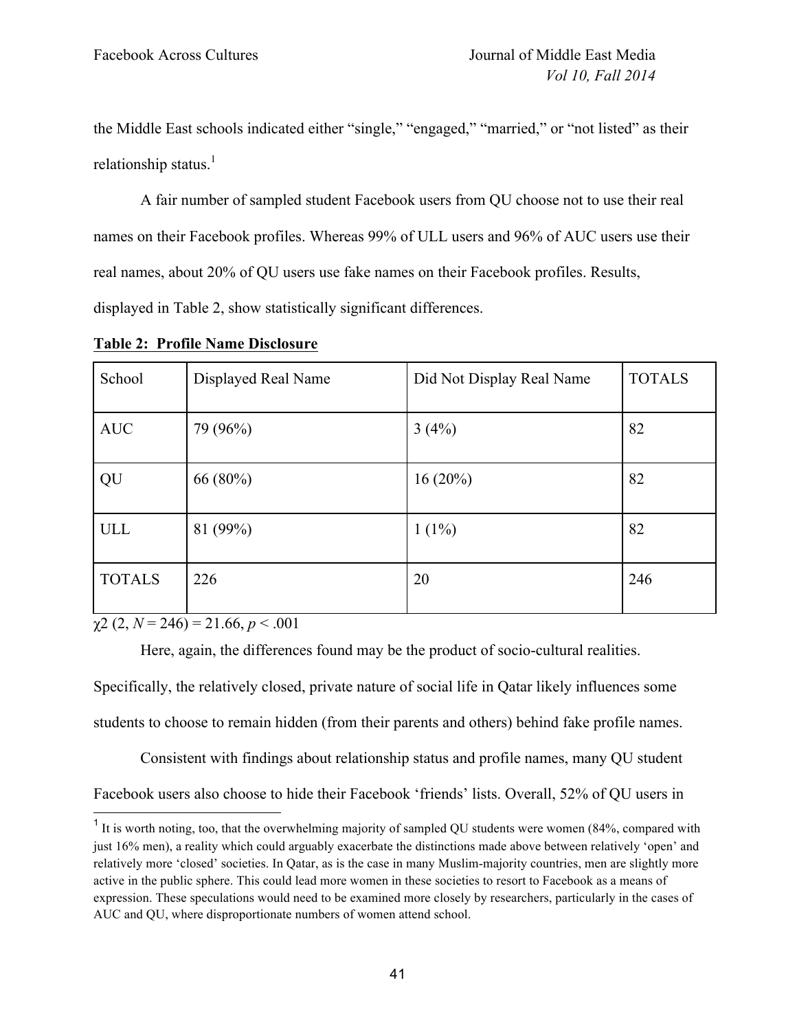the Middle East schools indicated either “single,” “engaged,” “married,” or “not listed” as their relationship status.[1]

A fair number of sampled student Facebook users from QU choose not to use their real names on their Facebook profiles. Whereas 99% of ULL users and 96% of AUC users use their real names, about 20% of QU users use fake names on their Facebook profiles. Results, displayed in Table 2, show statistically significant differences.

**Table 2: Profile Name Disclosure**

| School | Displayed Real Name | Did Not Display Real Name | TOTALS |
|---|---|---|---|
| AUC | 79 (96%) | 3 (4%) | 82 |
| QU | 66 (80%) | 16 (20%) | 82 |
| ULL | 81 (99%) | 1 (1%) | 82 |
| TOTALS | 226 | 20 | 246 |

$\chi2$ (2, $N$ = 246) = 21.66, $p < .001$

Here, again, the differences found may be the product of socio-cultural realities. Specifically, the relatively closed, private nature of social life in Qatar likely influences some students to choose to remain hidden (from their parents and others) behind fake profile names.

Consistent with findings about relationship status and profile names, many QU student Facebook users also choose to hide their Facebook ‘friends’ lists. Overall, 52% of QU users in

[1] It is worth noting, too, that the overwhelming majority of sampled QU students were women (84%, compared with just 16% men), a reality which could arguably exacerbate the distinctions made above between relatively ‘open’ and relatively more ‘closed’ societies. In Qatar, as is the case in many Muslim-majority countries, men are slightly more active in the public sphere. This could lead more women in these societies to resort to Facebook as a means of expression. These speculations would need to be examined more closely by researchers, particularly in the cases of AUC and QU, where disproportionate numbers of women attend school.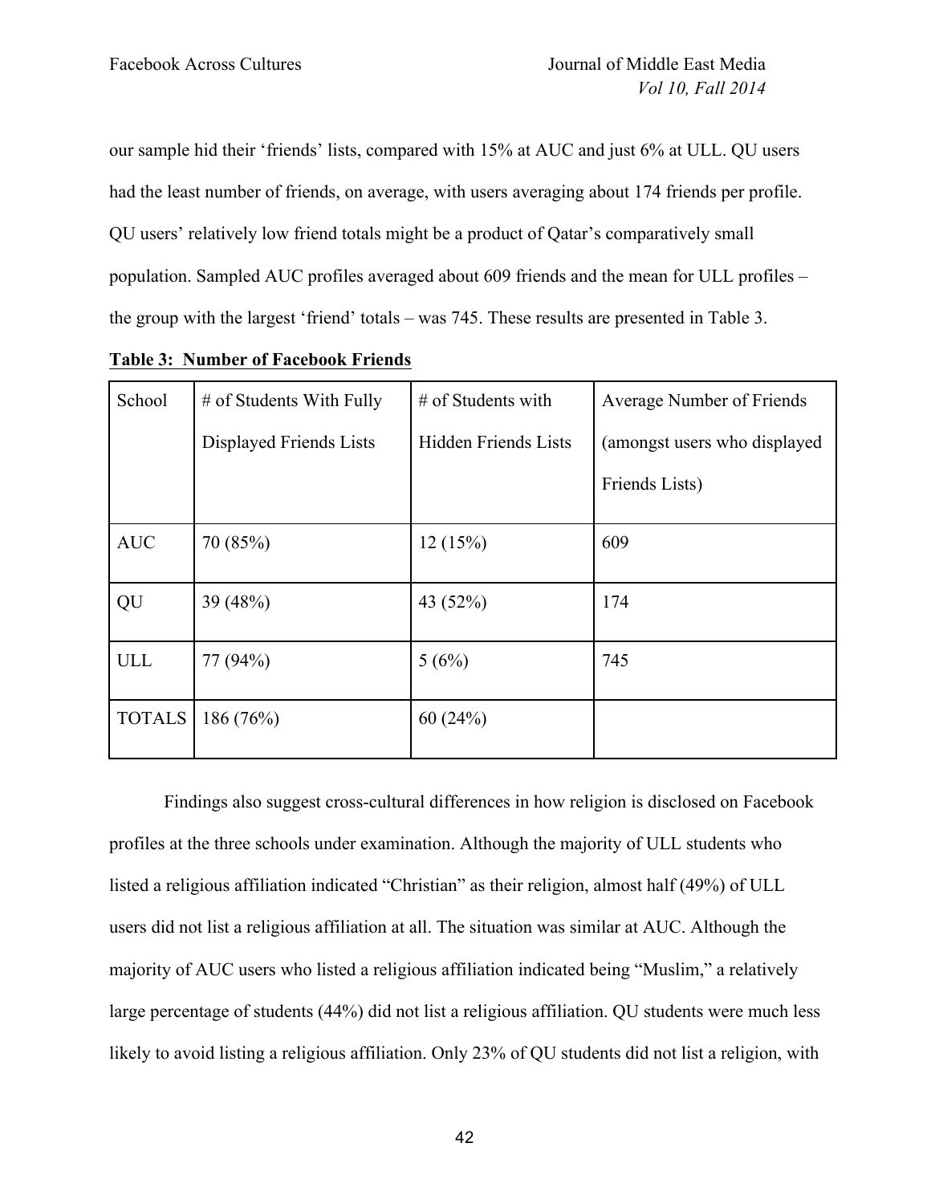our sample hid their 'friends' lists, compared with 15% at AUC and just 6% at ULL. QU users had the least number of friends, on average, with users averaging about 174 friends per profile. QU users' relatively low friend totals might be a product of Qatar's comparatively small population. Sampled AUC profiles averaged about 609 friends and the mean for ULL profiles – the group with the largest 'friend' totals – was 745. These results are presented in Table 3.

**Table 3: Number of Facebook Friends**

| School | # of Students With Fully Displayed Friends Lists | # of Students with Hidden Friends Lists | Average Number of Friends (amongst users who displayed Friends Lists) |
|---|---|---|---|
| AUC | 70 (85%) | 12 (15%) | 609 |
| QU | 39 (48%) | 43 (52%) | 174 |
| ULL | 77 (94%) | 5 (6%) | 745 |
| TOTALS | 186 (76%) | 60 (24%) | |

Findings also suggest cross-cultural differences in how religion is disclosed on Facebook profiles at the three schools under examination. Although the majority of ULL students who listed a religious affiliation indicated "Christian" as their religion, almost half (49%) of ULL users did not list a religious affiliation at all. The situation was similar at AUC. Although the majority of AUC users who listed a religious affiliation indicated being "Muslim," a relatively large percentage of students (44%) did not list a religious affiliation. QU students were much less likely to avoid listing a religious affiliation. Only 23% of QU students did not list a religion, with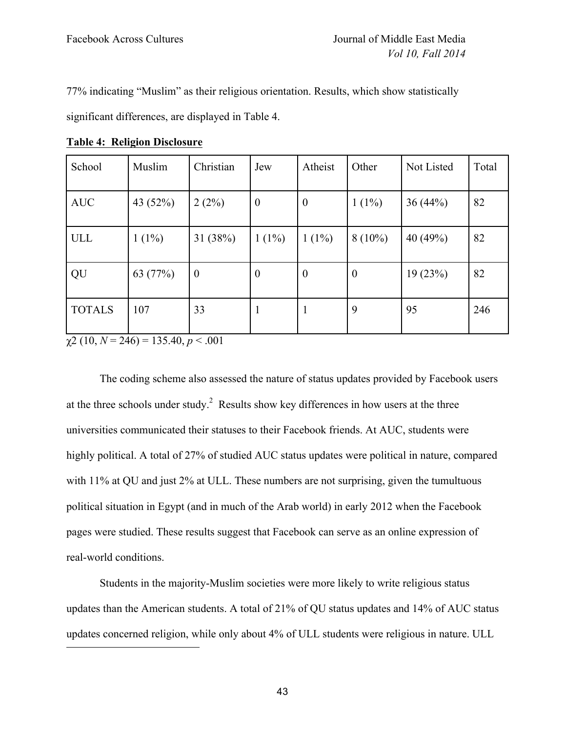77% indicating "Muslim" as their religious orientation. Results, which show statistically significant differences, are displayed in Table 4.

**Table 4: Religion Disclosure**

| School | Muslim | Christian | Jew | Atheist | Other | Not Listed | Total |
|---|---|---|---|---|---|---|---|
| AUC | 43 (52%) | 2 (2%) | 0 | 0 | 1 (1%) | 36 (44%) | 82 |
| ULL | 1 (1%) | 31 (38%) | 1 (1%) | 1 (1%) | 8 (10%) | 40 (49%) | 82 |
| QU | 63 (77%) | 0 | 0 | 0 | 0 | 19 (23%) | 82 |
| TOTALS | 107 | 33 | 1 | 1 | 9 | 95 | 246 |

$\chi 2$ (10, $N$ = 246) = 135.40, $p$ < .001

The coding scheme also assessed the nature of status updates provided by Facebook users at the three schools under study.[2] Results show key differences in how users at the three universities communicated their statuses to their Facebook friends. At AUC, students were highly political. A total of 27% of studied AUC status updates were political in nature, compared with 11% at QU and just 2% at ULL. These numbers are not surprising, given the tumultuous political situation in Egypt (and in much of the Arab world) in early 2012 when the Facebook pages were studied. These results suggest that Facebook can serve as an online expression of real-world conditions.

Students in the majority-Muslim societies were more likely to write religious status updates than the American students. A total of 21% of QU status updates and 14% of AUC status updates concerned religion, while only about 4% of ULL students were religious in nature. ULL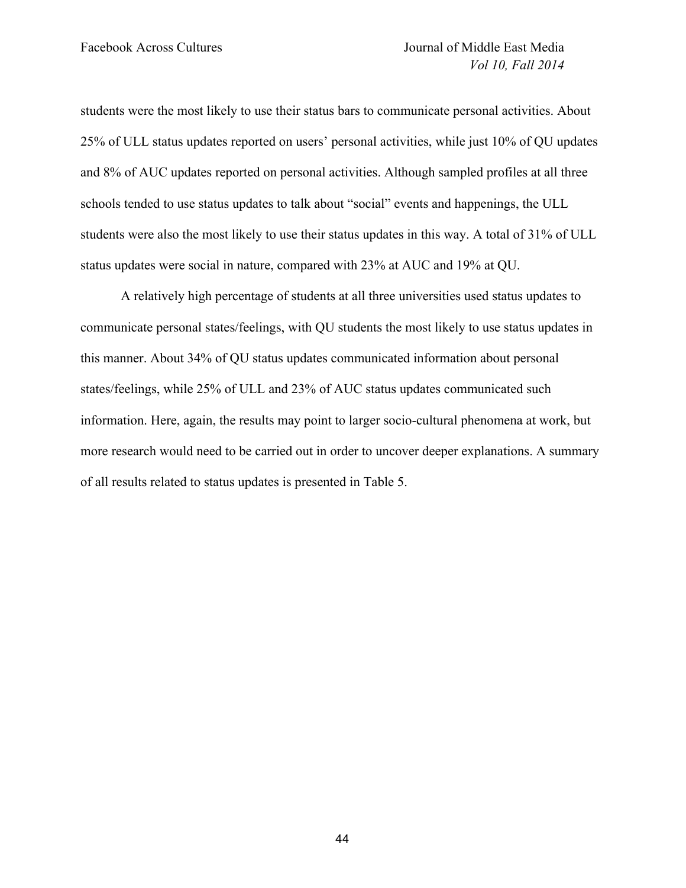students were the most likely to use their status bars to communicate personal activities. About 25% of ULL status updates reported on users' personal activities, while just 10% of QU updates and 8% of AUC updates reported on personal activities. Although sampled profiles at all three schools tended to use status updates to talk about "social" events and happenings, the ULL students were also the most likely to use their status updates in this way. A total of 31% of ULL status updates were social in nature, compared with 23% at AUC and 19% at QU.

A relatively high percentage of students at all three universities used status updates to communicate personal states/feelings, with QU students the most likely to use status updates in this manner. About 34% of QU status updates communicated information about personal states/feelings, while 25% of ULL and 23% of AUC status updates communicated such information. Here, again, the results may point to larger socio-cultural phenomena at work, but more research would need to be carried out in order to uncover deeper explanations. A summary of all results related to status updates is presented in Table 5.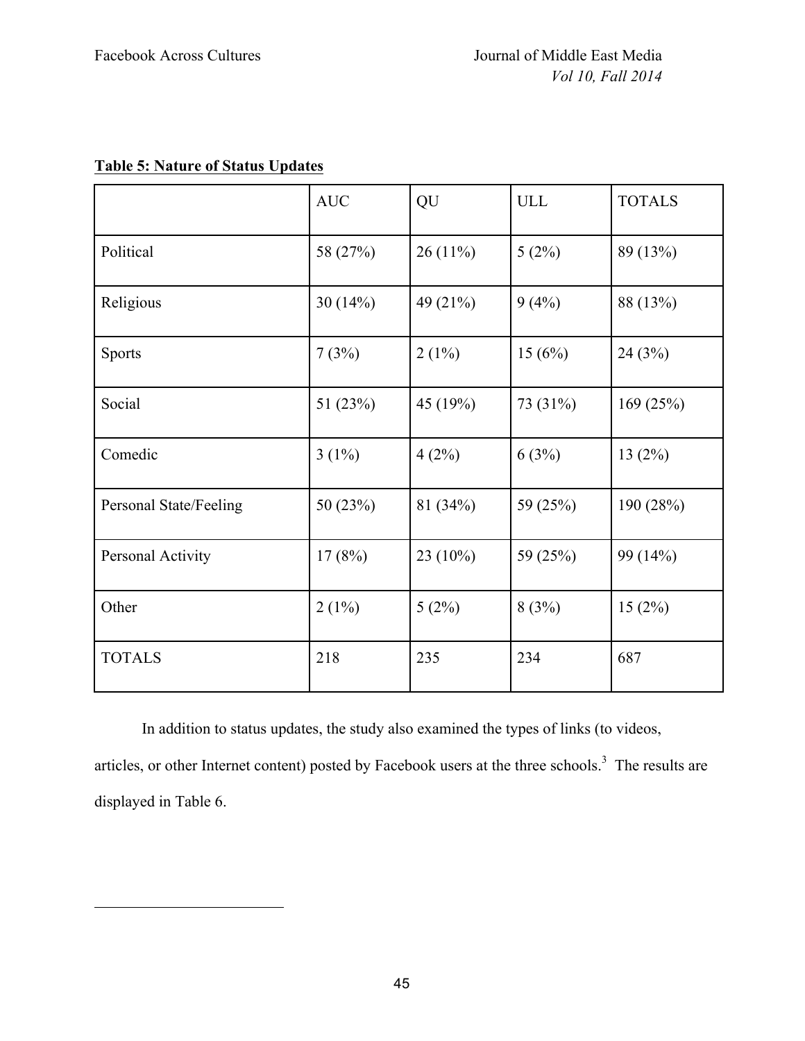**Table 5: Nature of Status Updates**

| | AUC | QU | ULL | TOTALS |
|---|---|---|---|---|
| Political | 58 (27%) | 26 (11%) | 5 (2%) | 89 (13%) |
| Religious | 30 (14%) | 49 (21%) | 9 (4%) | 88 (13%) |
| Sports | 7 (3%) | 2 (1%) | 15 (6%) | 24 (3%) |
| Social | 51 (23%) | 45 (19%) | 73 (31%) | 169 (25%) |
| Comedic | 3 (1%) | 4 (2%) | 6 (3%) | 13 (2%) |
| Personal State/Feeling | 50 (23%) | 81 (34%) | 59 (25%) | 190 (28%) |
| Personal Activity | 17 (8%) | 23 (10%) | 59 (25%) | 99 (14%) |
| Other | 2 (1%) | 5 (2%) | 8 (3%) | 15 (2%) |
| TOTALS | 218 | 235 | 234 | 687 |

In addition to status updates, the study also examined the types of links (to videos, articles, or other Internet content) posted by Facebook users at the three schools.[3] The results are displayed in Table 6.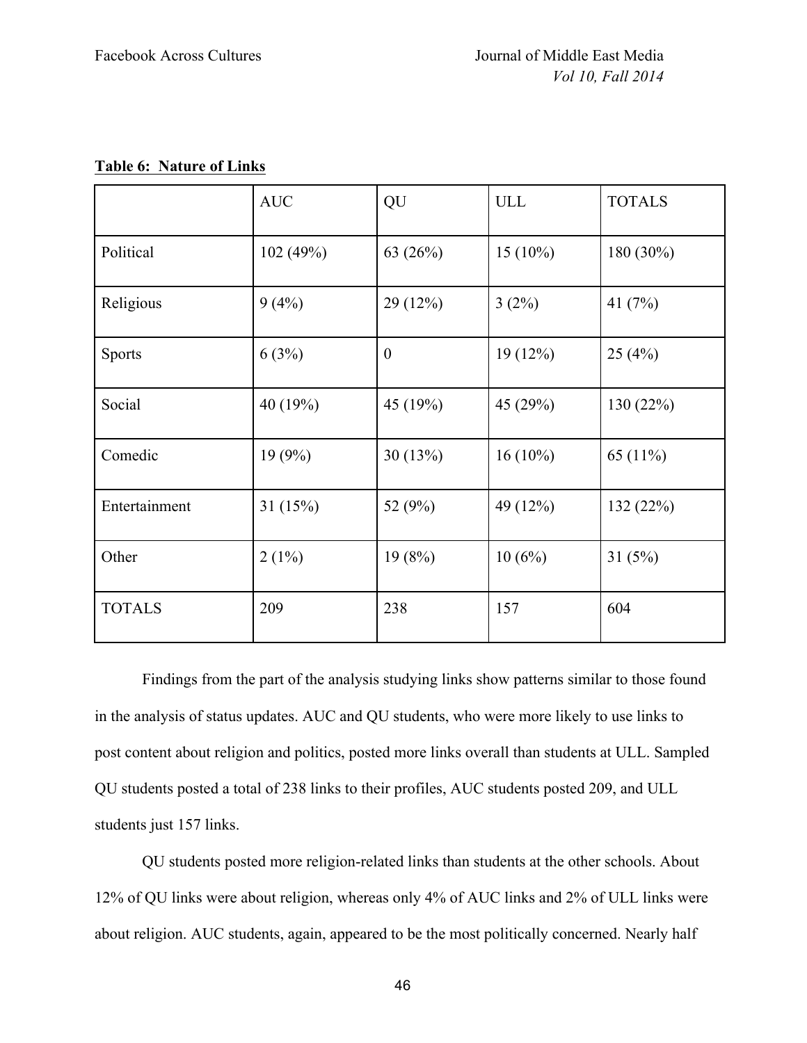**Table 6: Nature of Links**

| | AUC | QU | ULL | TOTALS |
|---|---|---|---|---|
| Political | 102 (49%) | 63 (26%) | 15 (10%) | 180 (30%) |
| Religious | 9 (4%) | 29 (12%) | 3 (2%) | 41 (7%) |
| Sports | 6 (3%) | 0 | 19 (12%) | 25 (4%) |
| Social | 40 (19%) | 45 (19%) | 45 (29%) | 130 (22%) |
| Comedic | 19 (9%) | 30 (13%) | 16 (10%) | 65 (11%) |
| Entertainment | 31 (15%) | 52 (9%) | 49 (12%) | 132 (22%) |
| Other | 2 (1%) | 19 (8%) | 10 (6%) | 31 (5%) |
| TOTALS | 209 | 238 | 157 | 604 |

Findings from the part of the analysis studying links show patterns similar to those found in the analysis of status updates. AUC and QU students, who were more likely to use links to post content about religion and politics, posted more links overall than students at ULL. Sampled QU students posted a total of 238 links to their profiles, AUC students posted 209, and ULL students just 157 links.

QU students posted more religion-related links than students at the other schools. About 12% of QU links were about religion, whereas only 4% of AUC links and 2% of ULL links were about religion. AUC students, again, appeared to be the most politically concerned. Nearly half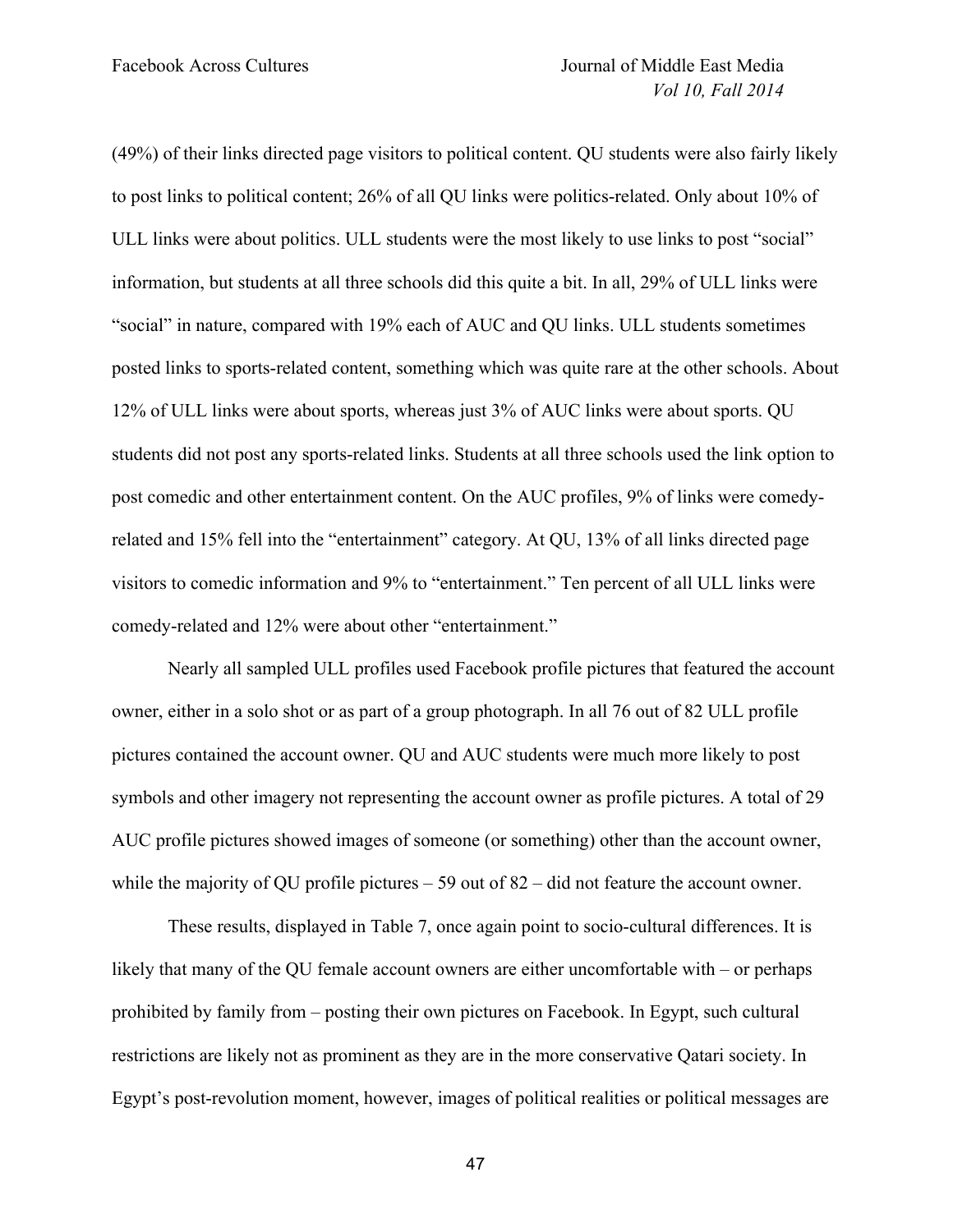(49%) of their links directed page visitors to political content. QU students were also fairly likely to post links to political content; 26% of all QU links were politics-related. Only about 10% of ULL links were about politics. ULL students were the most likely to use links to post "social" information, but students at all three schools did this quite a bit. In all, 29% of ULL links were "social" in nature, compared with 19% each of AUC and QU links. ULL students sometimes posted links to sports-related content, something which was quite rare at the other schools. About 12% of ULL links were about sports, whereas just 3% of AUC links were about sports. QU students did not post any sports-related links. Students at all three schools used the link option to post comedic and other entertainment content. On the AUC profiles, 9% of links were comedy-related and 15% fell into the "entertainment" category. At QU, 13% of all links directed page visitors to comedic information and 9% to "entertainment." Ten percent of all ULL links were comedy-related and 12% were about other "entertainment."

Nearly all sampled ULL profiles used Facebook profile pictures that featured the account owner, either in a solo shot or as part of a group photograph. In all 76 out of 82 ULL profile pictures contained the account owner. QU and AUC students were much more likely to post symbols and other imagery not representing the account owner as profile pictures. A total of 29 AUC profile pictures showed images of someone (or something) other than the account owner, while the majority of QU profile pictures – 59 out of 82 – did not feature the account owner.

These results, displayed in Table 7, once again point to socio-cultural differences. It is likely that many of the QU female account owners are either uncomfortable with – or perhaps prohibited by family from – posting their own pictures on Facebook. In Egypt, such cultural restrictions are likely not as prominent as they are in the more conservative Qatari society. In Egypt's post-revolution moment, however, images of political realities or political messages are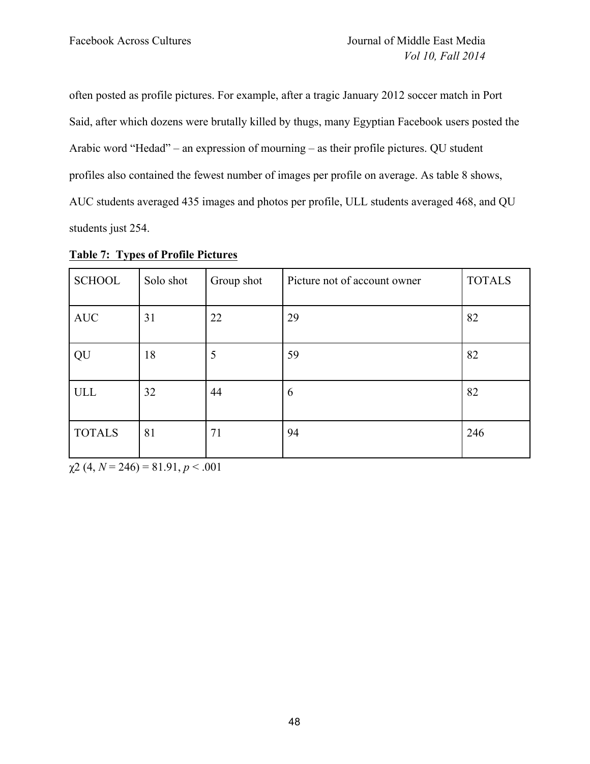often posted as profile pictures. For example, after a tragic January 2012 soccer match in Port Said, after which dozens were brutally killed by thugs, many Egyptian Facebook users posted the Arabic word "Hedad" – an expression of mourning – as their profile pictures. QU student profiles also contained the fewest number of images per profile on average. As table 8 shows, AUC students averaged 435 images and photos per profile, ULL students averaged 468, and QU students just 254.

**Table 7: Types of Profile Pictures**

| SCHOOL | Solo shot | Group shot | Picture not of account owner | TOTALS |
|---|---|---|---|---|
| AUC | 31 | 22 | 29 | 82 |
| QU | 18 | 5 | 59 | 82 |
| ULL | 32 | 44 | 6 | 82 |
| TOTALS | 81 | 71 | 94 | 246 |

$\chi 2$ (4, $N$ = 246) = 81.91, $p < .001$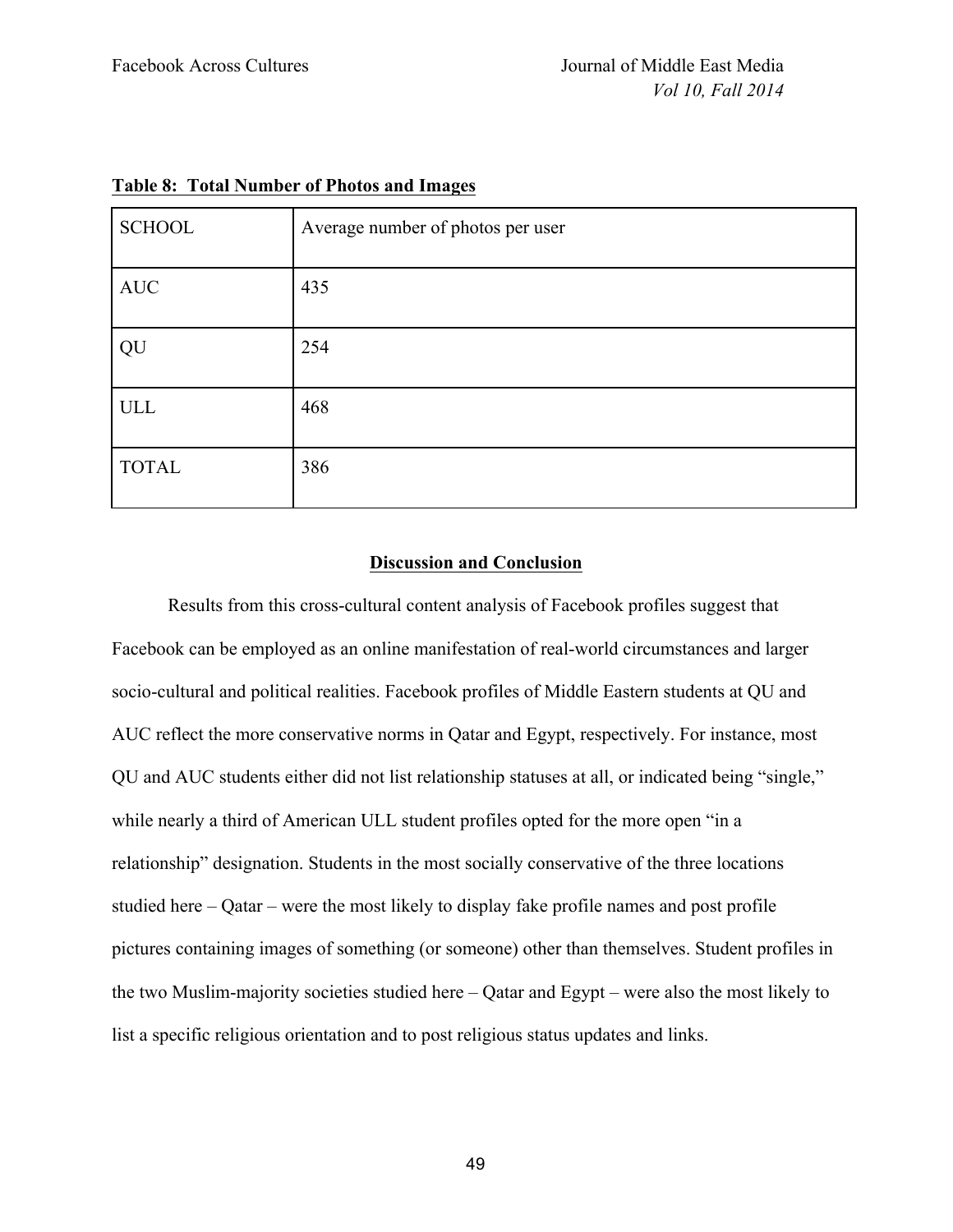**Table 8: Total Number of Photos and Images**

| SCHOOL | Average number of photos per user |
| --- | --- |
| AUC | 435 |
| QU | 254 |
| ULL | 468 |
| TOTAL | 386 |

## Discussion and Conclusion

Results from this cross-cultural content analysis of Facebook profiles suggest that Facebook can be employed as an online manifestation of real-world circumstances and larger socio-cultural and political realities. Facebook profiles of Middle Eastern students at QU and AUC reflect the more conservative norms in Qatar and Egypt, respectively. For instance, most QU and AUC students either did not list relationship statuses at all, or indicated being "single," while nearly a third of American ULL student profiles opted for the more open "in a relationship" designation. Students in the most socially conservative of the three locations studied here – Qatar – were the most likely to display fake profile names and post profile pictures containing images of something (or someone) other than themselves. Student profiles in the two Muslim-majority societies studied here – Qatar and Egypt – were also the most likely to list a specific religious orientation and to post religious status updates and links.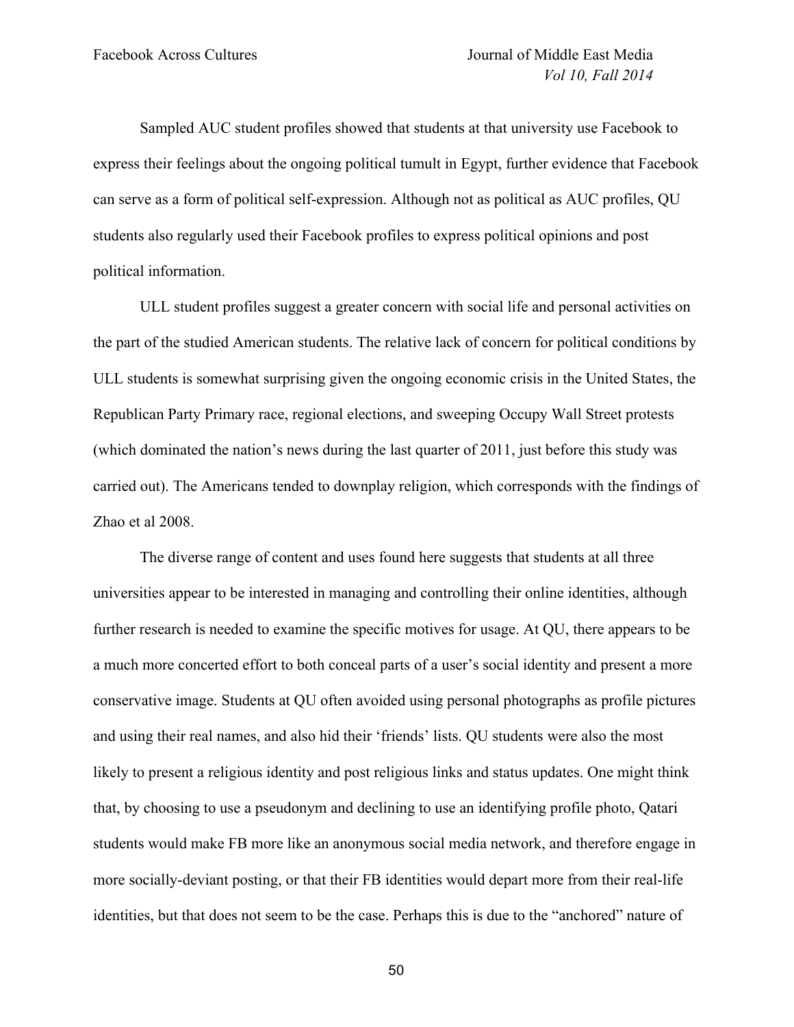Sampled AUC student profiles showed that students at that university use Facebook to express their feelings about the ongoing political tumult in Egypt, further evidence that Facebook can serve as a form of political self-expression. Although not as political as AUC profiles, QU students also regularly used their Facebook profiles to express political opinions and post political information.

ULL student profiles suggest a greater concern with social life and personal activities on the part of the studied American students. The relative lack of concern for political conditions by ULL students is somewhat surprising given the ongoing economic crisis in the United States, the Republican Party Primary race, regional elections, and sweeping Occupy Wall Street protests (which dominated the nation's news during the last quarter of 2011, just before this study was carried out). The Americans tended to downplay religion, which corresponds with the findings of Zhao et al 2008.

The diverse range of content and uses found here suggests that students at all three universities appear to be interested in managing and controlling their online identities, although further research is needed to examine the specific motives for usage. At QU, there appears to be a much more concerted effort to both conceal parts of a user's social identity and present a more conservative image. Students at QU often avoided using personal photographs as profile pictures and using their real names, and also hid their 'friends' lists. QU students were also the most likely to present a religious identity and post religious links and status updates. One might think that, by choosing to use a pseudonym and declining to use an identifying profile photo, Qatari students would make FB more like an anonymous social media network, and therefore engage in more socially-deviant posting, or that their FB identities would depart more from their real-life identities, but that does not seem to be the case. Perhaps this is due to the "anchored" nature of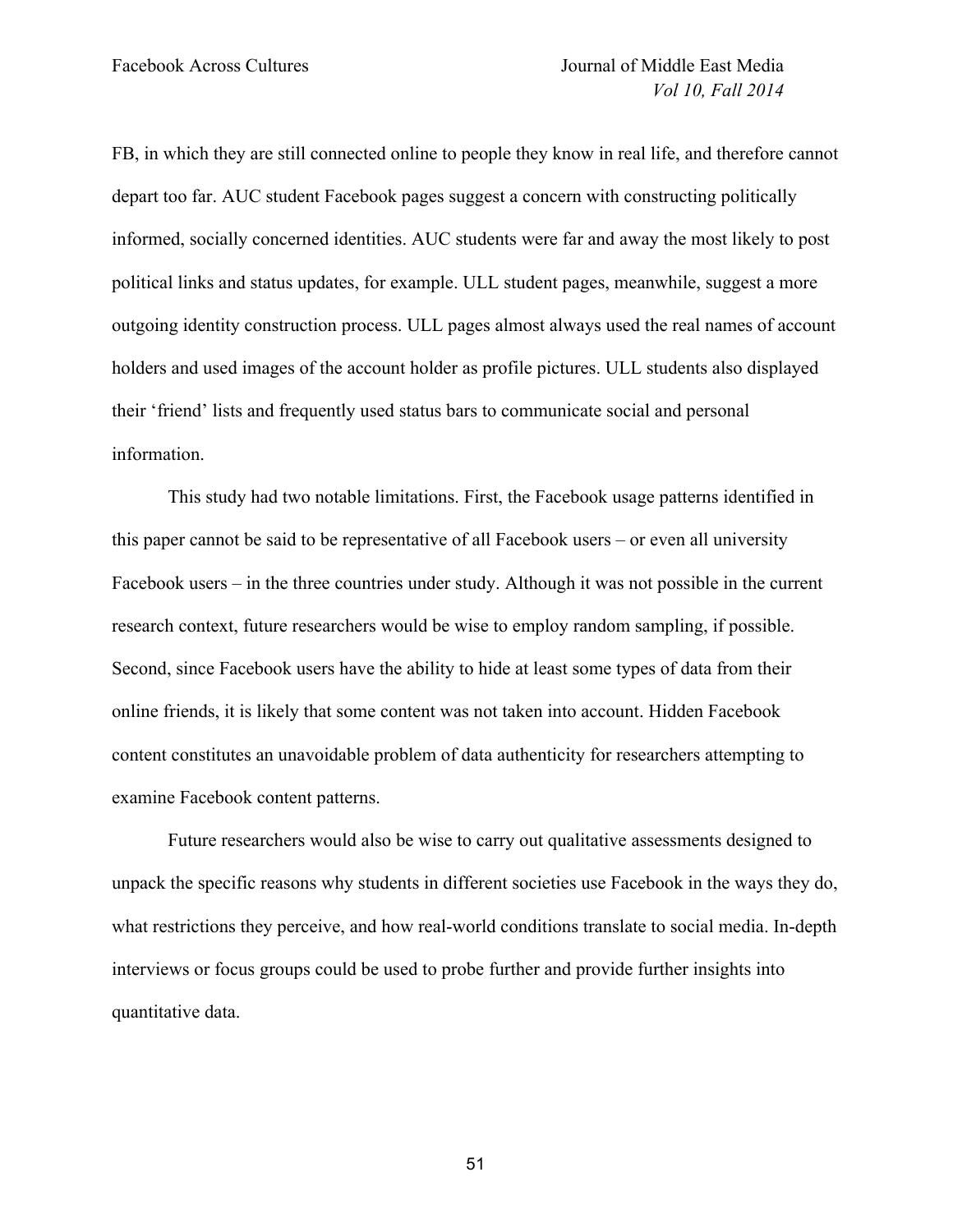FB, in which they are still connected online to people they know in real life, and therefore cannot depart too far. AUC student Facebook pages suggest a concern with constructing politically informed, socially concerned identities. AUC students were far and away the most likely to post political links and status updates, for example. ULL student pages, meanwhile, suggest a more outgoing identity construction process. ULL pages almost always used the real names of account holders and used images of the account holder as profile pictures. ULL students also displayed their 'friend' lists and frequently used status bars to communicate social and personal information.

This study had two notable limitations. First, the Facebook usage patterns identified in this paper cannot be said to be representative of all Facebook users – or even all university Facebook users – in the three countries under study. Although it was not possible in the current research context, future researchers would be wise to employ random sampling, if possible. Second, since Facebook users have the ability to hide at least some types of data from their online friends, it is likely that some content was not taken into account. Hidden Facebook content constitutes an unavoidable problem of data authenticity for researchers attempting to examine Facebook content patterns.

Future researchers would also be wise to carry out qualitative assessments designed to unpack the specific reasons why students in different societies use Facebook in the ways they do, what restrictions they perceive, and how real-world conditions translate to social media. In-depth interviews or focus groups could be used to probe further and provide further insights into quantitative data.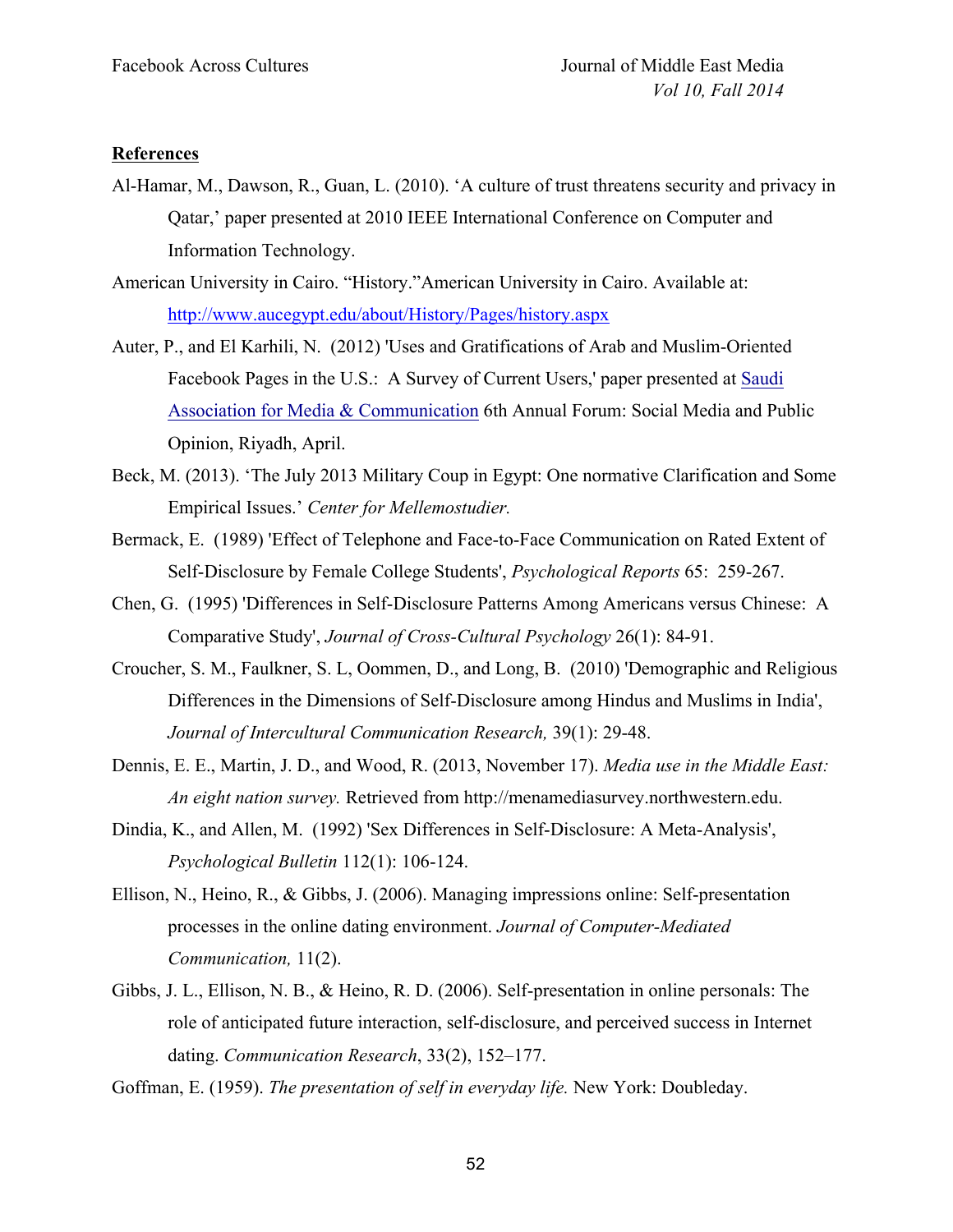**References**

Al-Hamar, M., Dawson, R., Guan, L. (2010). 'A culture of trust threatens security and privacy in Qatar,' paper presented at 2010 IEEE International Conference on Computer and Information Technology.

American University in Cairo. "History."American University in Cairo. Available at: http://www.aucegypt.edu/about/History/Pages/history.aspx

Auter, P., and El Karhili, N. (2012) 'Uses and Gratifications of Arab and Muslim-Oriented Facebook Pages in the U.S.: A Survey of Current Users,' paper presented at Saudi Association for Media & Communication 6th Annual Forum: Social Media and Public Opinion, Riyadh, April.

Beck, M. (2013). 'The July 2013 Military Coup in Egypt: One normative Clarification and Some Empirical Issues.' *Center for Mellemostudier.*

Bermack, E. (1989) 'Effect of Telephone and Face-to-Face Communication on Rated Extent of Self-Disclosure by Female College Students', *Psychological Reports* 65: 259-267.

Chen, G. (1995) 'Differences in Self-Disclosure Patterns Among Americans versus Chinese: A Comparative Study', *Journal of Cross-Cultural Psychology* 26(1): 84-91.

Croucher, S. M., Faulkner, S. L, Oommen, D., and Long, B. (2010) 'Demographic and Religious Differences in the Dimensions of Self-Disclosure among Hindus and Muslims in India', *Journal of Intercultural Communication Research,* 39(1): 29-48.

Dennis, E. E., Martin, J. D., and Wood, R. (2013, November 17). *Media use in the Middle East: An eight nation survey.* Retrieved from http://menamediasurvey.northwestern.edu.

Dindia, K., and Allen, M. (1992) 'Sex Differences in Self-Disclosure: A Meta-Analysis', *Psychological Bulletin* 112(1): 106-124.

Ellison, N., Heino, R., & Gibbs, J. (2006). Managing impressions online: Self-presentation processes in the online dating environment. *Journal of Computer-Mediated Communication,* 11(2).

Gibbs, J. L., Ellison, N. B., & Heino, R. D. (2006). Self-presentation in online personals: The role of anticipated future interaction, self-disclosure, and perceived success in Internet dating. *Communication Research*, 33(2), 152–177.

Goffman, E. (1959). *The presentation of self in everyday life.* New York: Doubleday.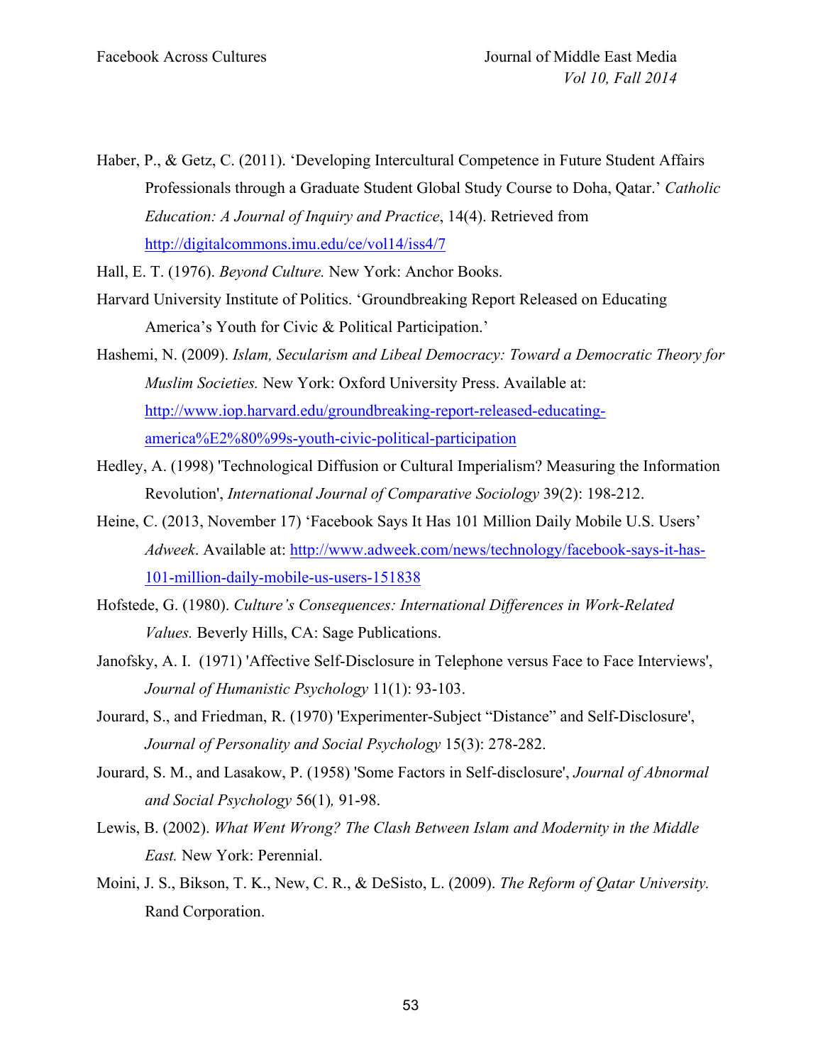Haber, P., & Getz, C. (2011). 'Developing Intercultural Competence in Future Student Affairs Professionals through a Graduate Student Global Study Course to Doha, Qatar.' *Catholic Education: A Journal of Inquiry and Practice*, 14(4). Retrieved from http://digitalcommons.imu.edu/ce/vol14/iss4/7

Hall, E. T. (1976). *Beyond Culture.* New York: Anchor Books.

Harvard University Institute of Politics. 'Groundbreaking Report Released on Educating America's Youth for Civic & Political Participation.'

Hashemi, N. (2009). *Islam, Secularism and Libeal Democracy: Toward a Democratic Theory for Muslim Societies.* New York: Oxford University Press. Available at: http://www.iop.harvard.edu/groundbreaking-report-released-educating-america%E2%80%99s-youth-civic-political-participation

Hedley, A. (1998) 'Technological Diffusion or Cultural Imperialism? Measuring the Information Revolution', *International Journal of Comparative Sociology* 39(2): 198-212.

Heine, C. (2013, November 17) 'Facebook Says It Has 101 Million Daily Mobile U.S. Users' *Adweek*. Available at: http://www.adweek.com/news/technology/facebook-says-it-has-101-million-daily-mobile-us-users-151838

Hofstede, G. (1980). *Culture's Consequences: International Differences in Work-Related Values.* Beverly Hills, CA: Sage Publications.

Janofsky, A. I. (1971) 'Affective Self-Disclosure in Telephone versus Face to Face Interviews', *Journal of Humanistic Psychology* 11(1): 93-103.

Jourard, S., and Friedman, R. (1970) 'Experimenter-Subject "Distance" and Self-Disclosure', *Journal of Personality and Social Psychology* 15(3): 278-282.

Jourard, S. M., and Lasakow, P. (1958) 'Some Factors in Self-disclosure', *Journal of Abnormal and Social Psychology* 56(1), 91-98.

Lewis, B. (2002). *What Went Wrong? The Clash Between Islam and Modernity in the Middle East.* New York: Perennial.

Moini, J. S., Bikson, T. K., New, C. R., & DeSisto, L. (2009). *The Reform of Qatar University.* Rand Corporation.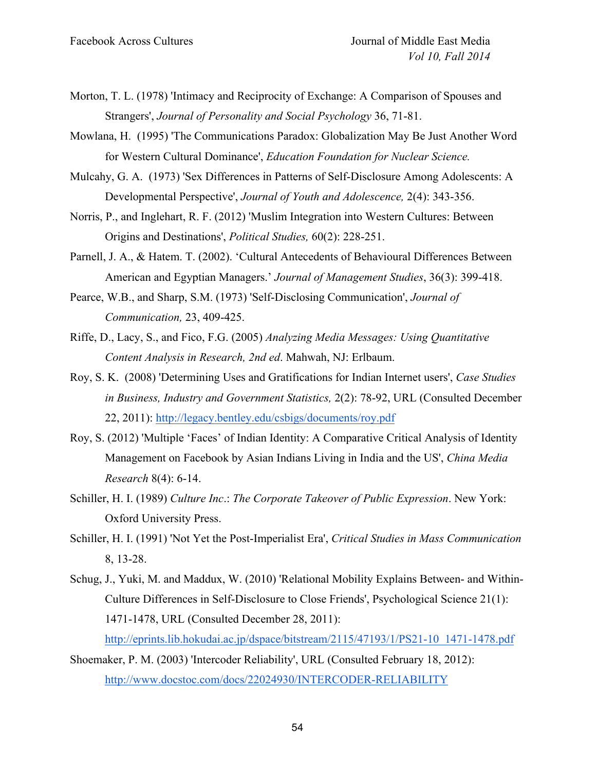Morton, T. L. (1978) 'Intimacy and Reciprocity of Exchange: A Comparison of Spouses and Strangers', *Journal of Personality and Social Psychology* 36, 71-81.

Mowlana, H. (1995) 'The Communications Paradox: Globalization May Be Just Another Word for Western Cultural Dominance', *Education Foundation for Nuclear Science.*

Mulcahy, G. A. (1973) 'Sex Differences in Patterns of Self-Disclosure Among Adolescents: A Developmental Perspective', *Journal of Youth and Adolescence,* 2(4): 343-356.

Norris, P., and Inglehart, R. F. (2012) 'Muslim Integration into Western Cultures: Between Origins and Destinations', *Political Studies,* 60(2): 228-251.

Parnell, J. A., & Hatem. T. (2002). 'Cultural Antecedents of Behavioural Differences Between American and Egyptian Managers.' *Journal of Management Studies*, 36(3): 399-418.

Pearce, W.B., and Sharp, S.M. (1973) 'Self-Disclosing Communication', *Journal of Communication,* 23, 409-425.

Riffe, D., Lacy, S., and Fico, F.G. (2005) *Analyzing Media Messages: Using Quantitative Content Analysis in Research, 2nd ed*. Mahwah, NJ: Erlbaum.

Roy, S. K. (2008) 'Determining Uses and Gratifications for Indian Internet users', *Case Studies in Business, Industry and Government Statistics,* 2(2): 78-92, URL (Consulted December 22, 2011): http://legacy.bentley.edu/csbigs/documents/roy.pdf

Roy, S. (2012) 'Multiple 'Faces' of Indian Identity: A Comparative Critical Analysis of Identity Management on Facebook by Asian Indians Living in India and the US', *China Media Research* 8(4): 6-14.

Schiller, H. I. (1989) *Culture Inc*.: *The Corporate Takeover of Public Expression*. New York: Oxford University Press.

Schiller, H. I. (1991) 'Not Yet the Post-Imperialist Era', *Critical Studies in Mass Communication* 8, 13-28.

Schug, J., Yuki, M. and Maddux, W. (2010) 'Relational Mobility Explains Between- and Within-Culture Differences in Self-Disclosure to Close Friends', Psychological Science 21(1): 1471-1478, URL (Consulted December 28, 2011): http://eprints.lib.hokudai.ac.jp/dspace/bitstream/2115/47193/1/PS21-10_1471-1478.pdf

Shoemaker, P. M. (2003) 'Intercoder Reliability', URL (Consulted February 18, 2012): http://www.docstoc.com/docs/22024930/INTERCODER-RELIABILITY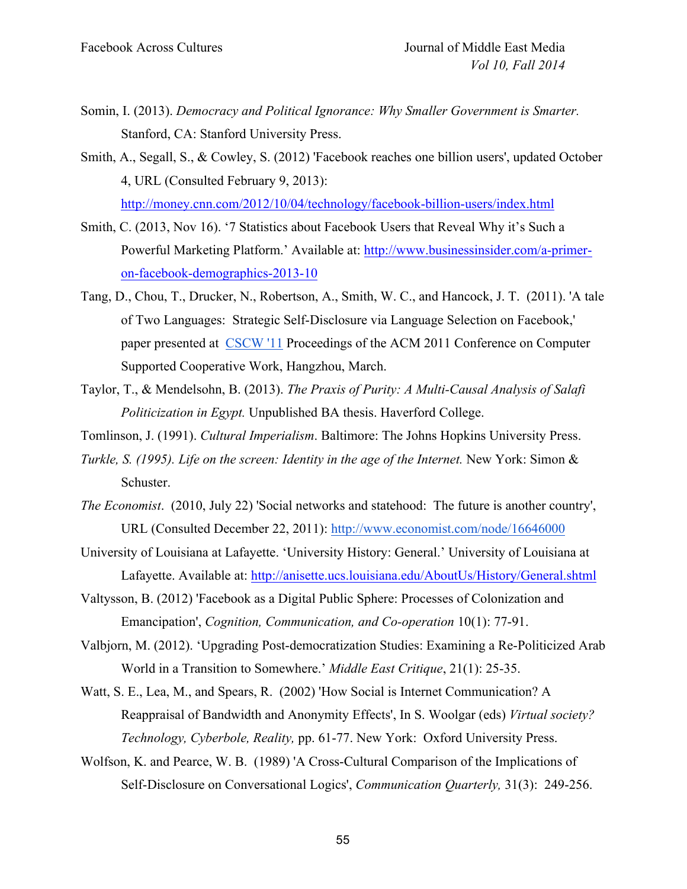Somin, I. (2013). *Democracy and Political Ignorance: Why Smaller Government is Smarter.* Stanford, CA: Stanford University Press.

Smith, A., Segall, S., & Cowley, S. (2012) 'Facebook reaches one billion users', updated October 4, URL (Consulted February 9, 2013): http://money.cnn.com/2012/10/04/technology/facebook-billion-users/index.html

Smith, C. (2013, Nov 16). '7 Statistics about Facebook Users that Reveal Why it's Such a Powerful Marketing Platform.' Available at: http://www.businessinsider.com/a-primer-on-facebook-demographics-2013-10

Tang, D., Chou, T., Drucker, N., Robertson, A., Smith, W. C., and Hancock, J. T. (2011). 'A tale of Two Languages: Strategic Self-Disclosure via Language Selection on Facebook,' paper presented at CSCW '11 Proceedings of the ACM 2011 Conference on Computer Supported Cooperative Work, Hangzhou, March.

Taylor, T., & Mendelsohn, B. (2013). *The Praxis of Purity: A Multi-Causal Analysis of Salafi Politicization in Egypt.* Unpublished BA thesis. Haverford College.

Tomlinson, J. (1991). *Cultural Imperialism*. Baltimore: The Johns Hopkins University Press.

*Turkle, S. (1995). Life on the screen: Identity in the age of the Internet.* New York: Simon & Schuster.

*The Economist*. (2010, July 22) 'Social networks and statehood: The future is another country', URL (Consulted December 22, 2011): http://www.economist.com/node/16646000

University of Louisiana at Lafayette. 'University History: General.' University of Louisiana at Lafayette. Available at: http://anisette.ucs.louisiana.edu/AboutUs/History/General.shtml

Valtysson, B. (2012) 'Facebook as a Digital Public Sphere: Processes of Colonization and Emancipation', *Cognition, Communication, and Co-operation* 10(1): 77-91.

Valbjorn, M. (2012). 'Upgrading Post-democratization Studies: Examining a Re-Politicized Arab World in a Transition to Somewhere.' *Middle East Critique*, 21(1): 25-35.

Watt, S. E., Lea, M., and Spears, R. (2002) 'How Social is Internet Communication? A Reappraisal of Bandwidth and Anonymity Effects', In S. Woolgar (eds) *Virtual society? Technology, Cyberbole, Reality,* pp. 61-77. New York: Oxford University Press.

Wolfson, K. and Pearce, W. B. (1989) 'A Cross-Cultural Comparison of the Implications of Self-Disclosure on Conversational Logics', *Communication Quarterly,* 31(3): 249-256.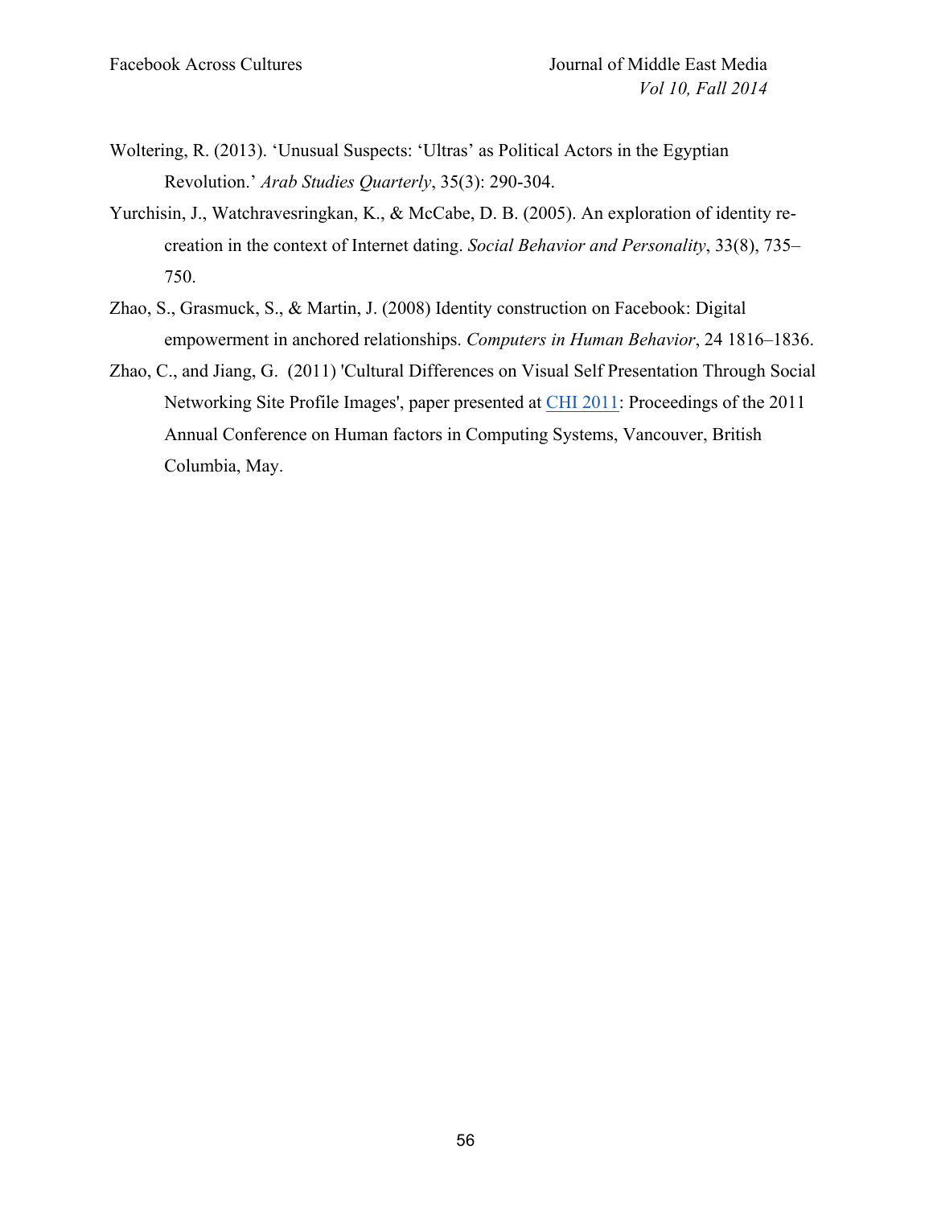Woltering, R. (2013). ‘Unusual Suspects: ‘Ultras’ as Political Actors in the Egyptian Revolution.’ *Arab Studies Quarterly*, 35(3): 290-304.

Yurchisin, J., Watchravesringkan, K., & McCabe, D. B. (2005). An exploration of identity re-creation in the context of Internet dating. *Social Behavior and Personality*, 33(8), 735–750.

Zhao, S., Grasmuck, S., & Martin, J. (2008) Identity construction on Facebook: Digital empowerment in anchored relationships. *Computers in Human Behavior*, 24 1816–1836.

Zhao, C., and Jiang, G. (2011) 'Cultural Differences on Visual Self Presentation Through Social Networking Site Profile Images', paper presented at CHI 2011: Proceedings of the 2011 Annual Conference on Human factors in Computing Systems, Vancouver, British Columbia, May.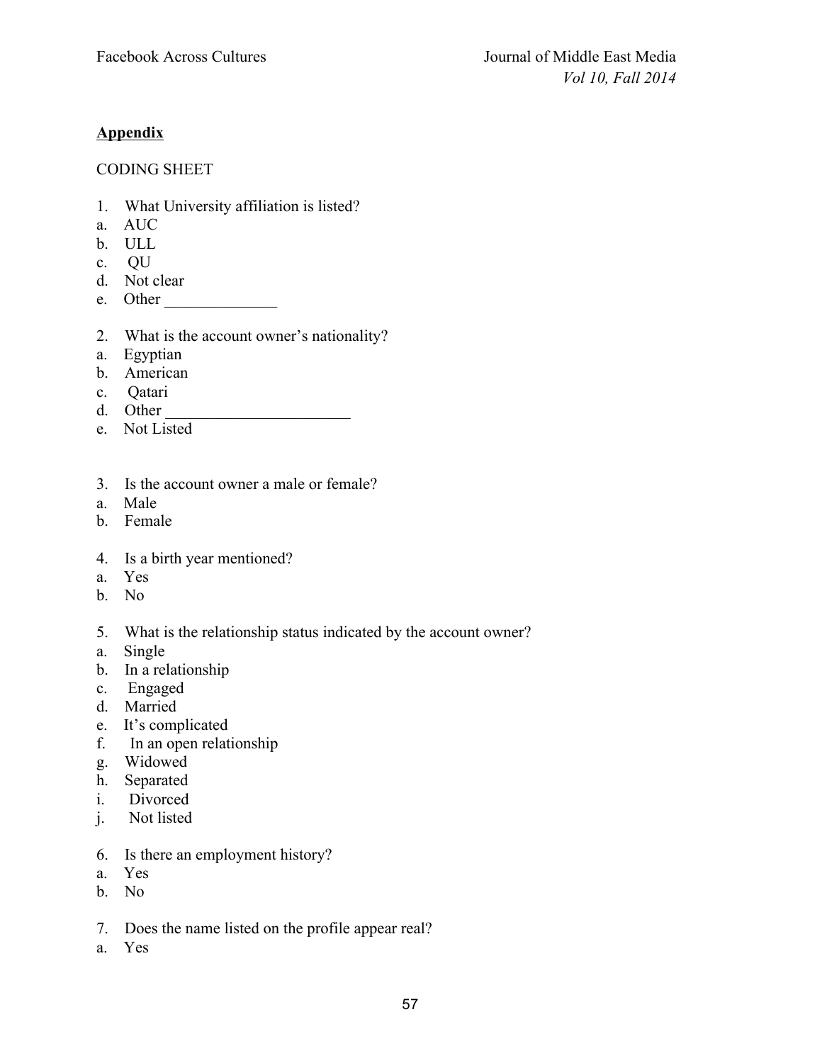## Appendix

CODING SHEET

1. What University affiliation is listed?
a. AUC
b. ULL
c. QU
d. Not clear
e. Other ______________

2. What is the account owner's nationality?
a. Egyptian
b. American
c. Qatari
d. Other _______________________
e. Not Listed

3. Is the account owner a male or female?
a. Male
b. Female

4. Is a birth year mentioned?
a. Yes
b. No

5. What is the relationship status indicated by the account owner?
a. Single
b. In a relationship
c. Engaged
d. Married
e. It's complicated
f. In an open relationship
g. Widowed
h. Separated
i. Divorced
j. Not listed

6. Is there an employment history?
a. Yes
b. No

7. Does the name listed on the profile appear real?
a. Yes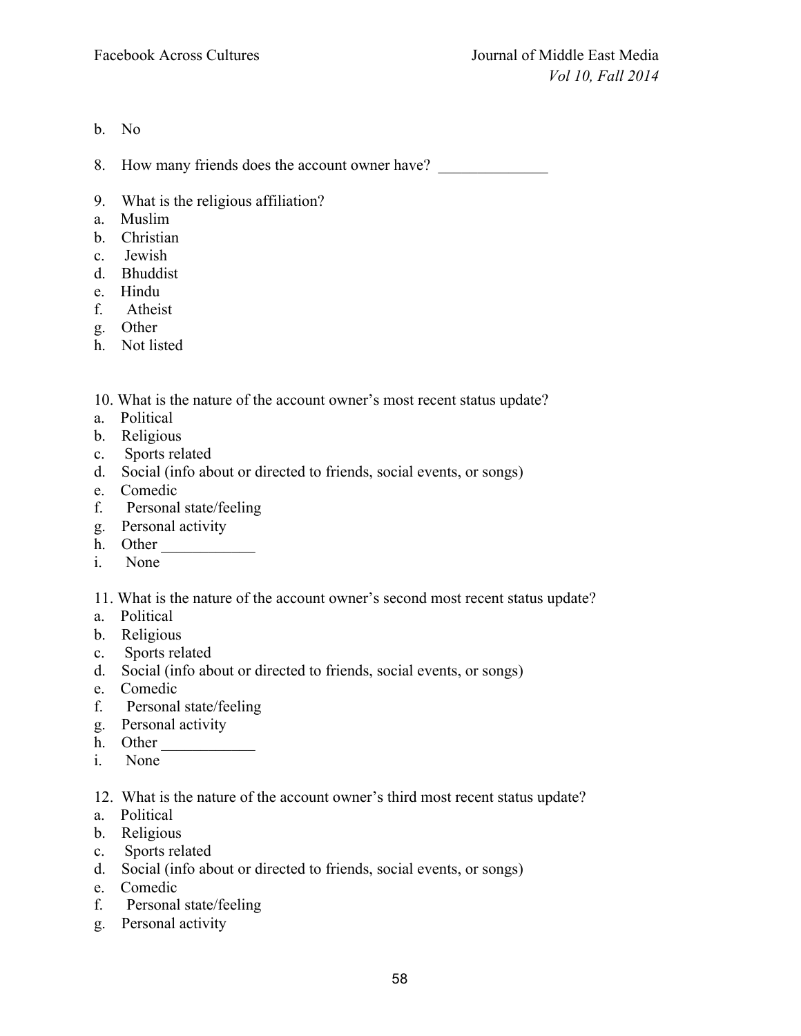b. No

8. How many friends does the account owner have? ______________

9. What is the religious affiliation?
a. Muslim
b. Christian
c. Jewish
d. Bhuddist
e. Hindu
f. Atheist
g. Other
h. Not listed

10. What is the nature of the account owner's most recent status update?
a. Political
b. Religious
c. Sports related
d. Social (info about or directed to friends, social events, or songs)
e. Comedic
f. Personal state/feeling
g. Personal activity
h. Other ____________
i. None

11. What is the nature of the account owner's second most recent status update?
a. Political
b. Religious
c. Sports related
d. Social (info about or directed to friends, social events, or songs)
e. Comedic
f. Personal state/feeling
g. Personal activity
h. Other ____________
i. None

12. What is the nature of the account owner's third most recent status update?
a. Political
b. Religious
c. Sports related
d. Social (info about or directed to friends, social events, or songs)
e. Comedic
f. Personal state/feeling
g. Personal activity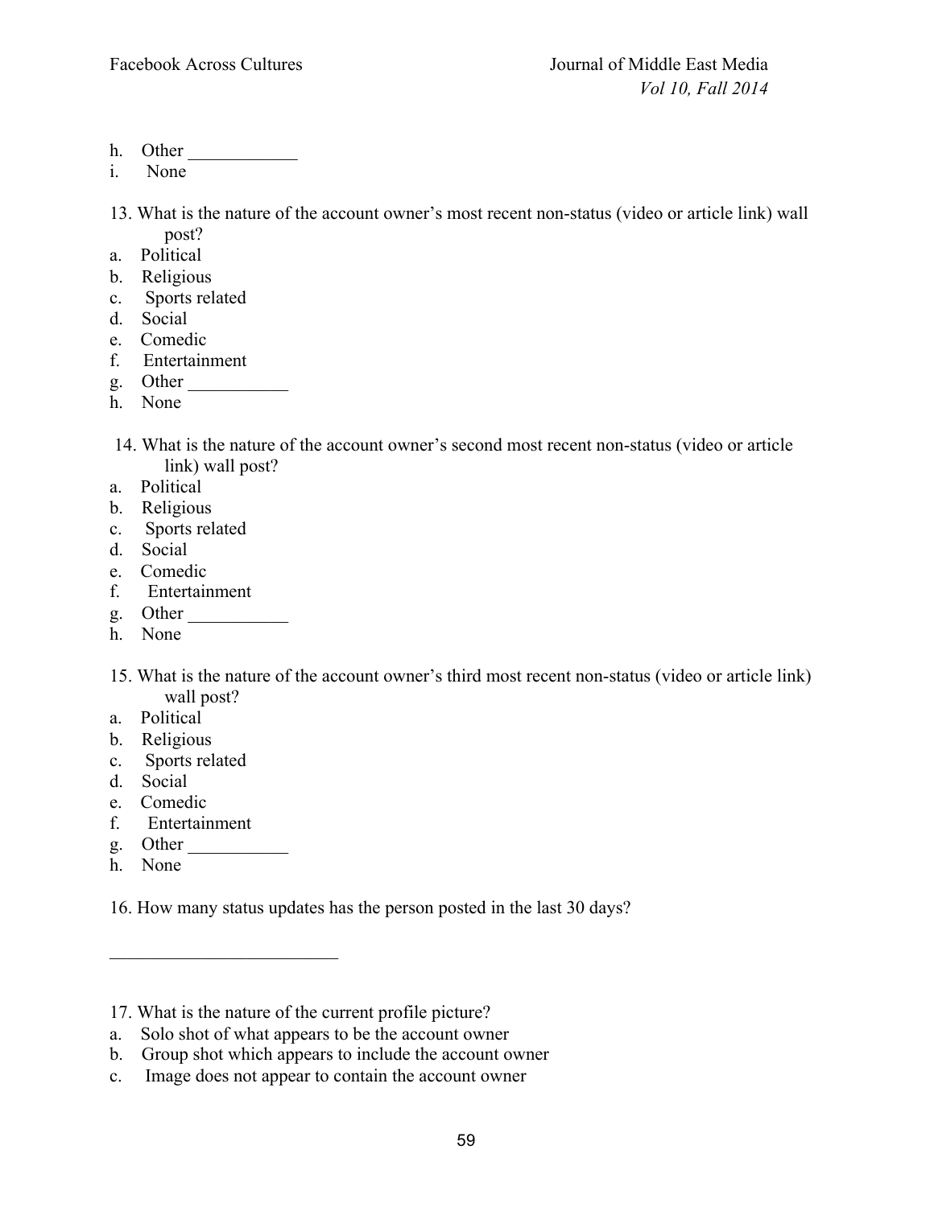h. Other ____________
i. None

13. What is the nature of the account owner's most recent non-status (video or article link) wall post?

a. Political
b. Religious
c. Sports related
d. Social
e. Comedic
f. Entertainment
g. Other ___________
h. None

14. What is the nature of the account owner's second most recent non-status (video or article link) wall post?

a. Political
b. Religious
c. Sports related
d. Social
e. Comedic
f. Entertainment
g. Other ___________
h. None

15. What is the nature of the account owner's third most recent non-status (video or article link) wall post?

a. Political
b. Religious
c. Sports related
d. Social
e. Comedic
f. Entertainment
g. Other ___________
h. None

16. How many status updates has the person posted in the last 30 days?

_________________________

17. What is the nature of the current profile picture?

a. Solo shot of what appears to be the account owner
b. Group shot which appears to include the account owner
c. Image does not appear to contain the account owner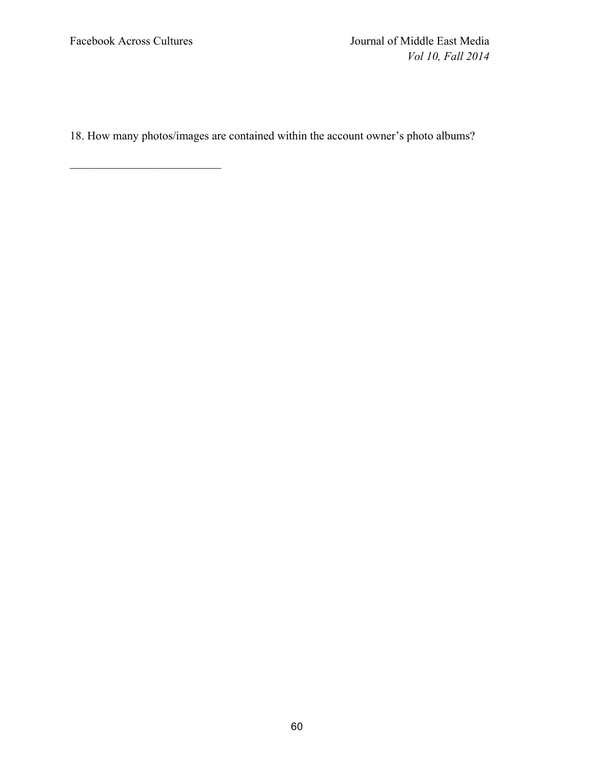18. How many photos/images are contained within the account owner's photo albums?

___________________________